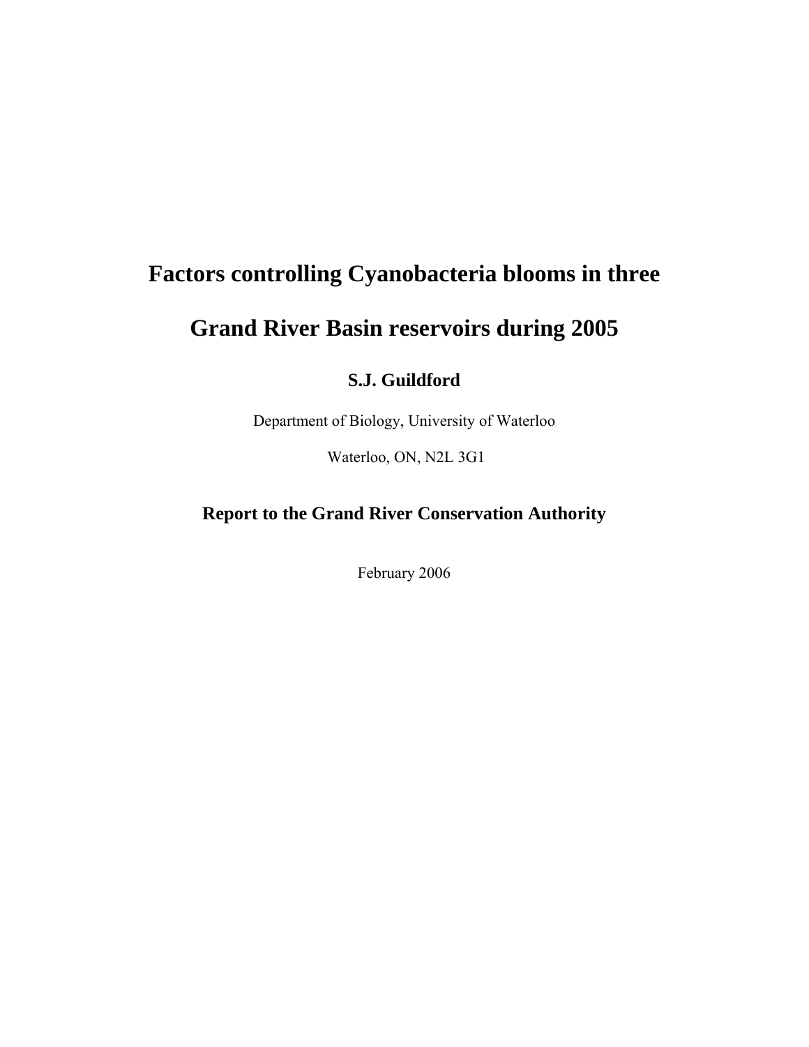# Factors controlling Cyanobacteria blooms in three Grand River Basin reservoirs during 2005

**S.J. Guildford**

Department of Biology, University of Waterloo

Waterloo, ON, N2L 3G1

**Report to the Grand River Conservation Authority**

February 2006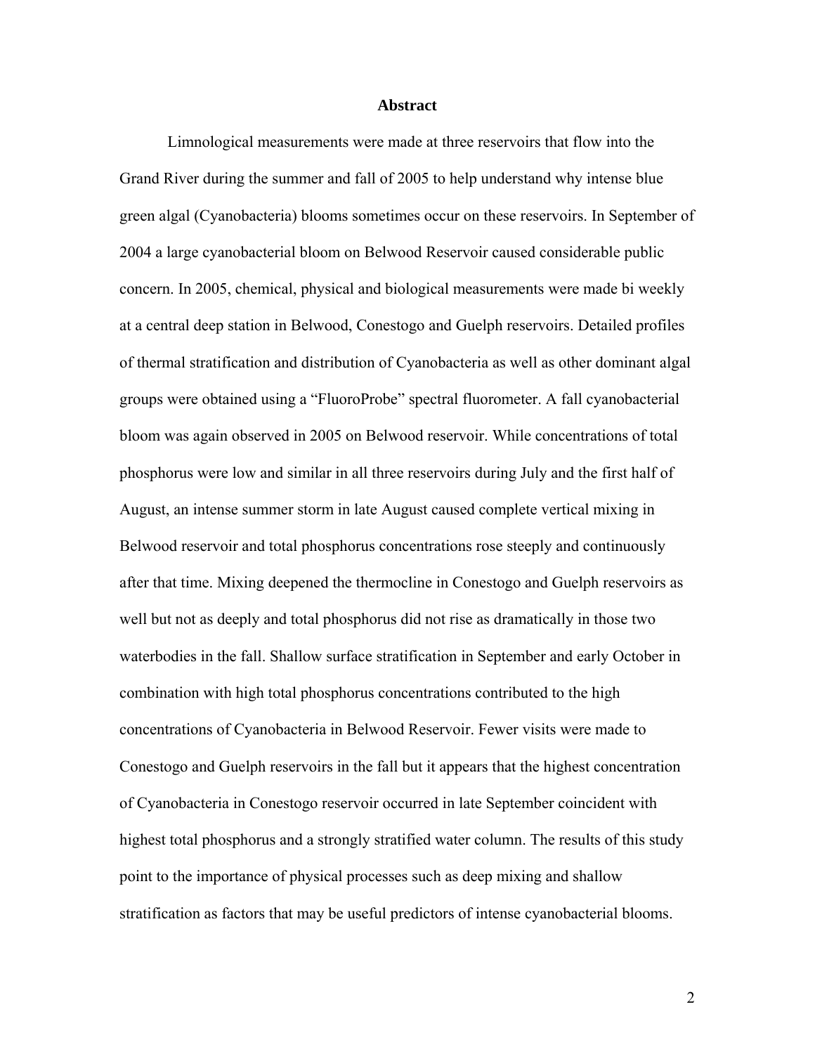## Abstract

Limnological measurements were made at three reservoirs that flow into the Grand River during the summer and fall of 2005 to help understand why intense blue green algal (Cyanobacteria) blooms sometimes occur on these reservoirs. In September of 2004 a large cyanobacterial bloom on Belwood Reservoir caused considerable public concern. In 2005, chemical, physical and biological measurements were made bi weekly at a central deep station in Belwood, Conestogo and Guelph reservoirs. Detailed profiles of thermal stratification and distribution of Cyanobacteria as well as other dominant algal groups were obtained using a "FluoroProbe" spectral fluorometer. A fall cyanobacterial bloom was again observed in 2005 on Belwood reservoir. While concentrations of total phosphorus were low and similar in all three reservoirs during July and the first half of August, an intense summer storm in late August caused complete vertical mixing in Belwood reservoir and total phosphorus concentrations rose steeply and continuously after that time. Mixing deepened the thermocline in Conestogo and Guelph reservoirs as well but not as deeply and total phosphorus did not rise as dramatically in those two waterbodies in the fall. Shallow surface stratification in September and early October in combination with high total phosphorus concentrations contributed to the high concentrations of Cyanobacteria in Belwood Reservoir. Fewer visits were made to Conestogo and Guelph reservoirs in the fall but it appears that the highest concentration of Cyanobacteria in Conestogo reservoir occurred in late September coincident with highest total phosphorus and a strongly stratified water column. The results of this study point to the importance of physical processes such as deep mixing and shallow stratification as factors that may be useful predictors of intense cyanobacterial blooms.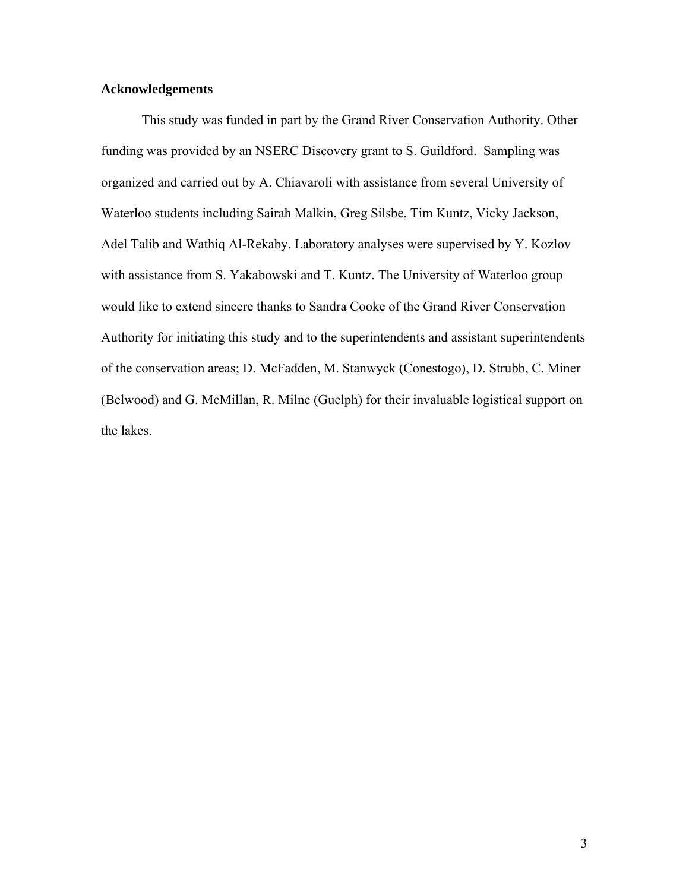## Acknowledgements

This study was funded in part by the Grand River Conservation Authority. Other funding was provided by an NSERC Discovery grant to S. Guildford. Sampling was organized and carried out by A. Chiavaroli with assistance from several University of Waterloo students including Sairah Malkin, Greg Silsbe, Tim Kuntz, Vicky Jackson, Adel Talib and Wathiq Al-Rekaby. Laboratory analyses were supervised by Y. Kozlov with assistance from S. Yakabowski and T. Kuntz. The University of Waterloo group would like to extend sincere thanks to Sandra Cooke of the Grand River Conservation Authority for initiating this study and to the superintendents and assistant superintendents of the conservation areas; D. McFadden, M. Stanwyck (Conestogo), D. Strubb, C. Miner (Belwood) and G. McMillan, R. Milne (Guelph) for their invaluable logistical support on the lakes.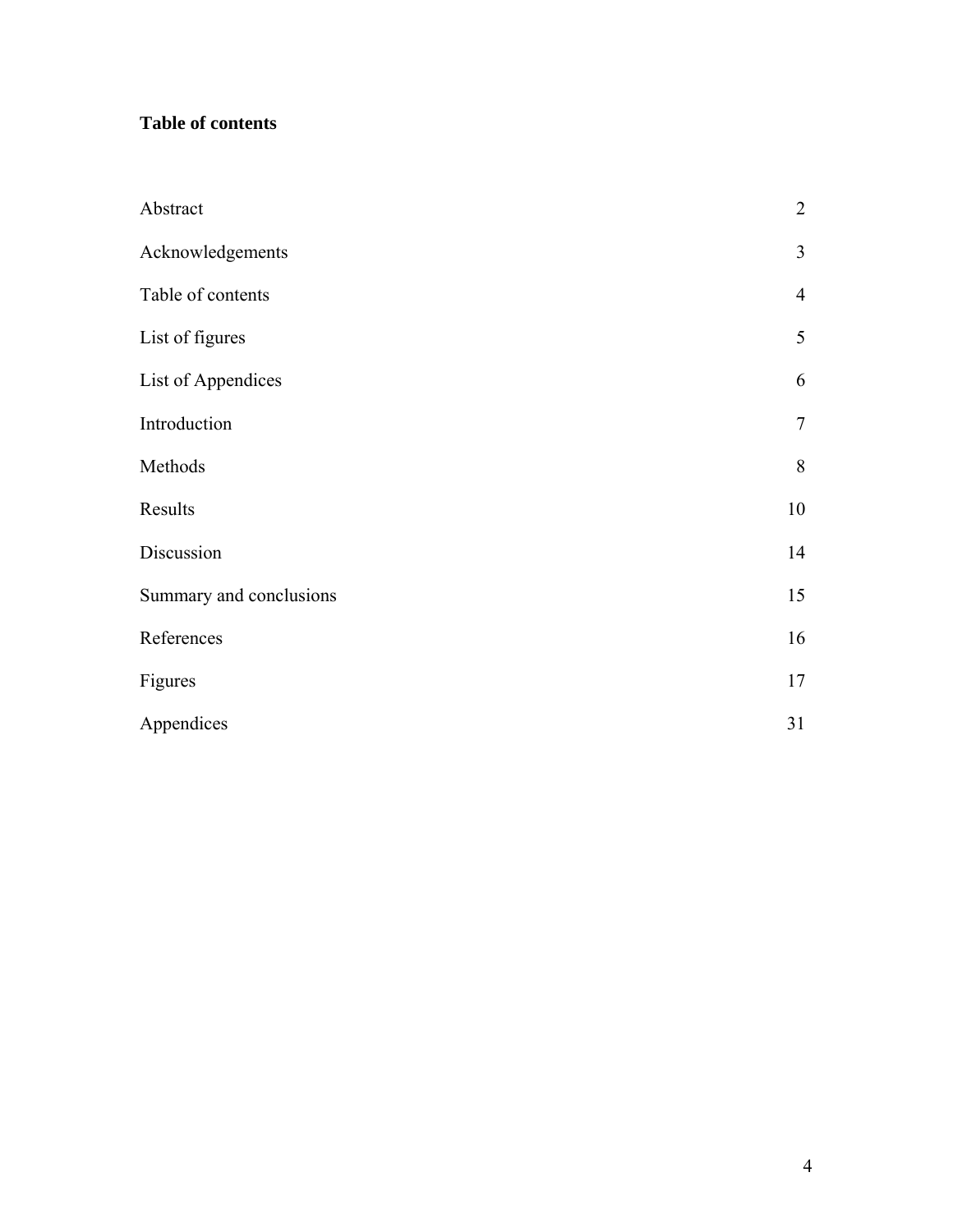**Table of contents**

| | |
|---|---|
| Abstract | 2 |
| Acknowledgements | 3 |
| Table of contents | 4 |
| List of figures | 5 |
| List of Appendices | 6 |
| Introduction | 7 |
| Methods | 8 |
| Results | 10 |
| Discussion | 14 |
| Summary and conclusions | 15 |
| References | 16 |
| Figures | 17 |
| Appendices | 31 |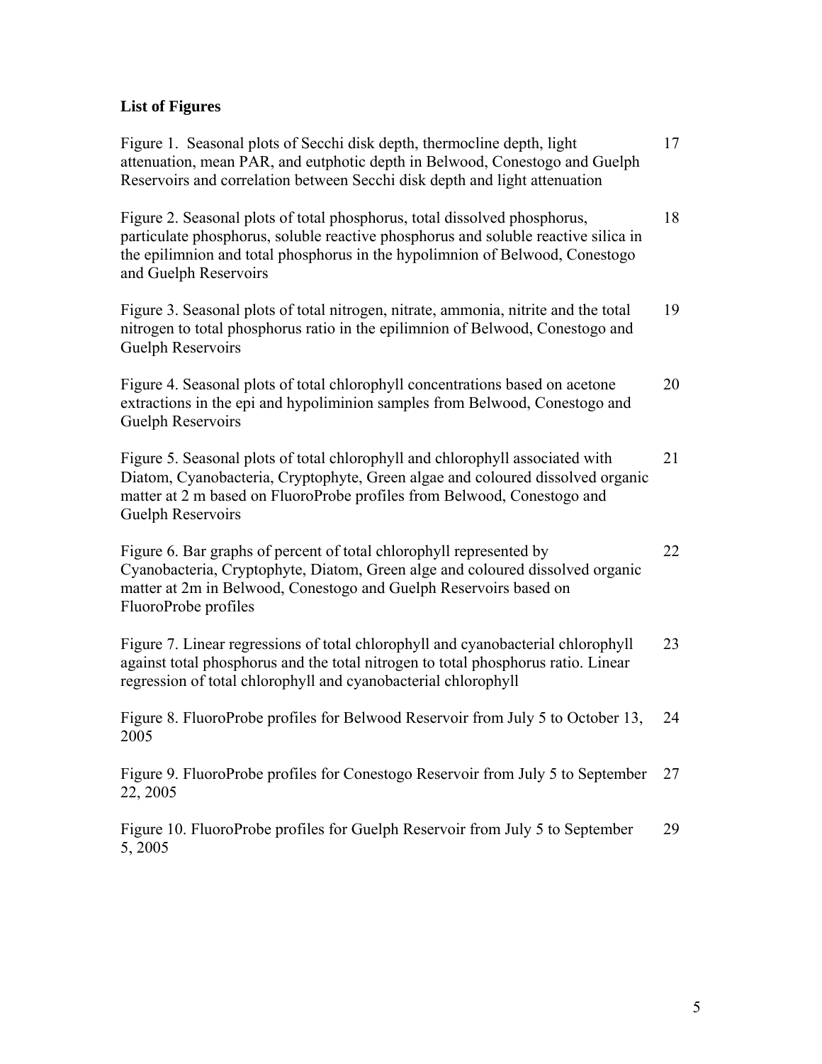## List of Figures

| | |
|---|---|
| Figure 1. Seasonal plots of Secchi disk depth, thermocline depth, light attenuation, mean PAR, and eutphotic depth in Belwood, Conestogo and Guelph Reservoirs and correlation between Secchi disk depth and light attenuation | 17 |
| Figure 2. Seasonal plots of total phosphorus, total dissolved phosphorus, particulate phosphorus, soluble reactive phosphorus and soluble reactive silica in the epilimnion and total phosphorus in the hypolimnion of Belwood, Conestogo and Guelph Reservoirs | 18 |
| Figure 3. Seasonal plots of total nitrogen, nitrate, ammonia, nitrite and the total nitrogen to total phosphorus ratio in the epilimnion of Belwood, Conestogo and Guelph Reservoirs | 19 |
| Figure 4. Seasonal plots of total chlorophyll concentrations based on acetone extractions in the epi and hypoliminion samples from Belwood, Conestogo and Guelph Reservoirs | 20 |
| Figure 5. Seasonal plots of total chlorophyll and chlorophyll associated with Diatom, Cyanobacteria, Cryptophyte, Green algae and coloured dissolved organic matter at 2 m based on FluoroProbe profiles from Belwood, Conestogo and Guelph Reservoirs | 21 |
| Figure 6. Bar graphs of percent of total chlorophyll represented by Cyanobacteria, Cryptophyte, Diatom, Green alge and coloured dissolved organic matter at 2m in Belwood, Conestogo and Guelph Reservoirs based on FluoroProbe profiles | 22 |
| Figure 7. Linear regressions of total chlorophyll and cyanobacterial chlorophyll against total phosphorus and the total nitrogen to total phosphorus ratio. Linear regression of total chlorophyll and cyanobacterial chlorophyll | 23 |
| Figure 8. FluoroProbe profiles for Belwood Reservoir from July 5 to October 13, 2005 | 24 |
| Figure 9. FluoroProbe profiles for Conestogo Reservoir from July 5 to September 22, 2005 | 27 |
| Figure 10. FluoroProbe profiles for Guelph Reservoir from July 5 to September 5, 2005 | 29 |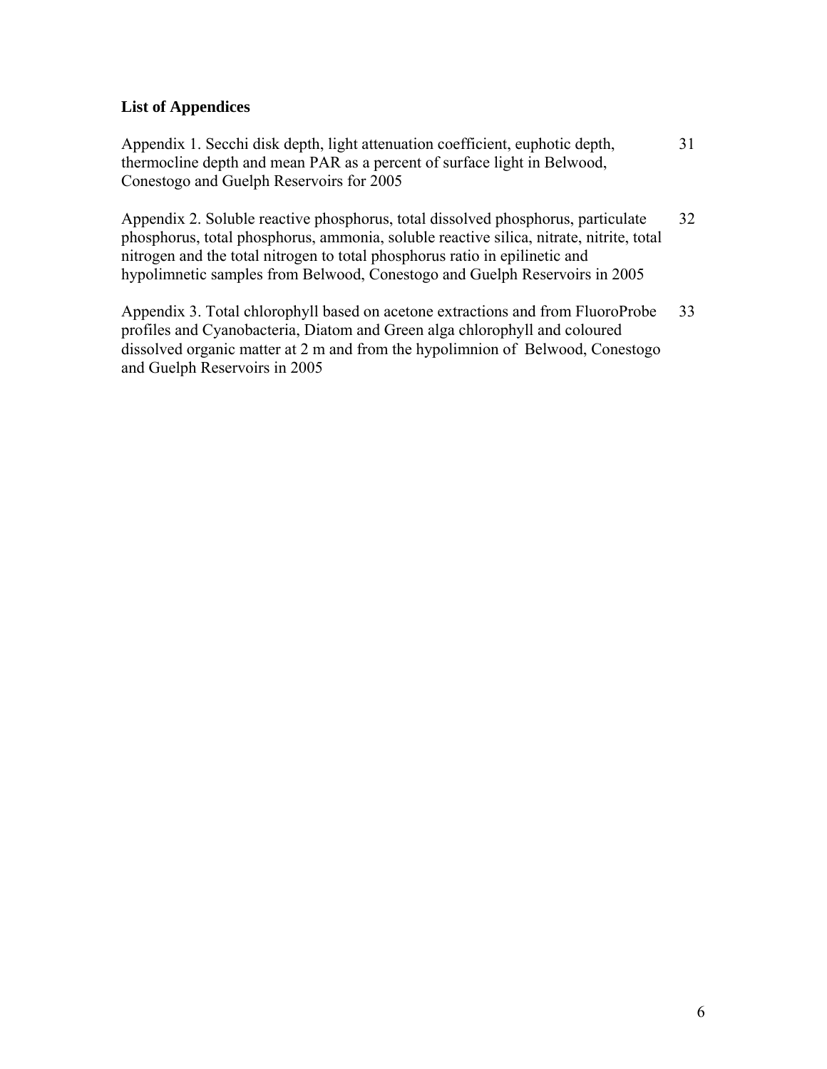## List of Appendices

| | |
|---|---|
| Appendix 1. Secchi disk depth, light attenuation coefficient, euphotic depth, thermocline depth and mean PAR as a percent of surface light in Belwood, Conestogo and Guelph Reservoirs for 2005 | 31 |
| Appendix 2. Soluble reactive phosphorus, total dissolved phosphorus, particulate phosphorus, total phosphorus, ammonia, soluble reactive silica, nitrate, nitrite, total nitrogen and the total nitrogen to total phosphorus ratio in epilinetic and hypolimnetic samples from Belwood, Conestogo and Guelph Reservoirs in 2005 | 32 |
| Appendix 3. Total chlorophyll based on acetone extractions and from FluoroProbe profiles and Cyanobacteria, Diatom and Green alga chlorophyll and coloured dissolved organic matter at 2 m and from the hypolimnion of Belwood, Conestogo and Guelph Reservoirs in 2005 | 33 |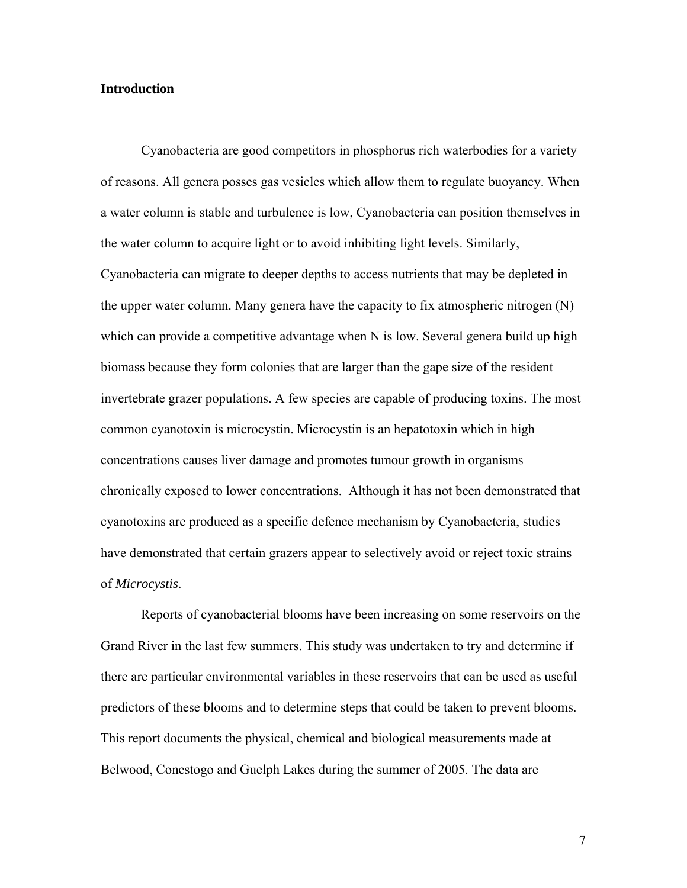## Introduction

Cyanobacteria are good competitors in phosphorus rich waterbodies for a variety of reasons. All genera posses gas vesicles which allow them to regulate buoyancy. When a water column is stable and turbulence is low, Cyanobacteria can position themselves in the water column to acquire light or to avoid inhibiting light levels. Similarly, Cyanobacteria can migrate to deeper depths to access nutrients that may be depleted in the upper water column. Many genera have the capacity to fix atmospheric nitrogen (N) which can provide a competitive advantage when N is low. Several genera build up high biomass because they form colonies that are larger than the gape size of the resident invertebrate grazer populations. A few species are capable of producing toxins. The most common cyanotoxin is microcystin. Microcystin is an hepatotoxin which in high concentrations causes liver damage and promotes tumour growth in organisms chronically exposed to lower concentrations. Although it has not been demonstrated that cyanotoxins are produced as a specific defence mechanism by Cyanobacteria, studies have demonstrated that certain grazers appear to selectively avoid or reject toxic strains of *Microcystis*.

Reports of cyanobacterial blooms have been increasing on some reservoirs on the Grand River in the last few summers. This study was undertaken to try and determine if there are particular environmental variables in these reservoirs that can be used as useful predictors of these blooms and to determine steps that could be taken to prevent blooms. This report documents the physical, chemical and biological measurements made at Belwood, Conestogo and Guelph Lakes during the summer of 2005. The data are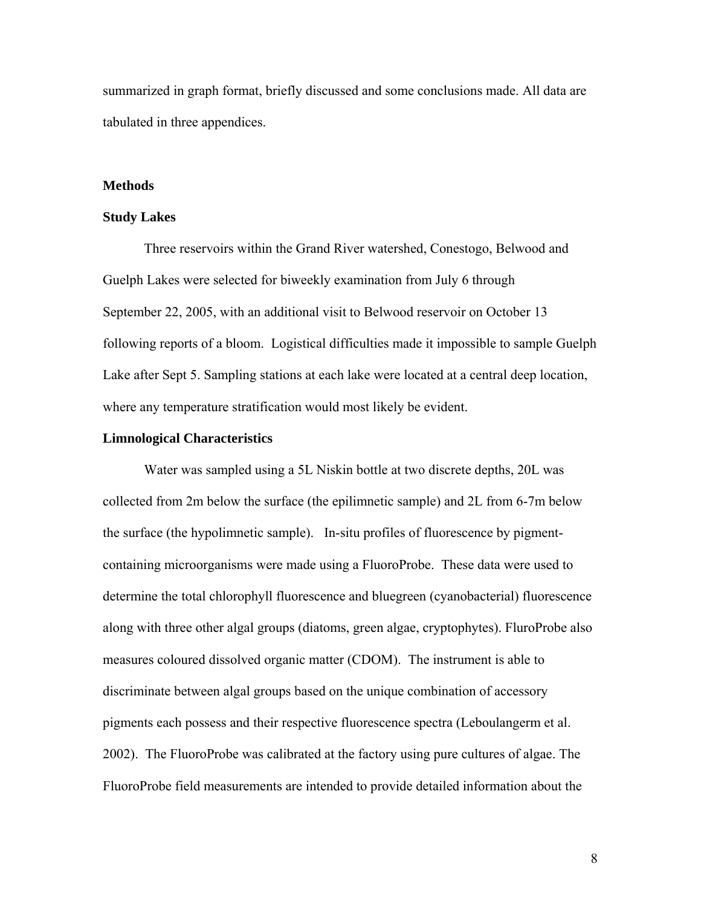summarized in graph format, briefly discussed and some conclusions made. All data are tabulated in three appendices.

## Methods

### Study Lakes

Three reservoirs within the Grand River watershed, Conestogo, Belwood and Guelph Lakes were selected for biweekly examination from July 6 through September 22, 2005, with an additional visit to Belwood reservoir on October 13 following reports of a bloom. Logistical difficulties made it impossible to sample Guelph Lake after Sept 5. Sampling stations at each lake were located at a central deep location, where any temperature stratification would most likely be evident.

### Limnological Characteristics

Water was sampled using a 5L Niskin bottle at two discrete depths, 20L was collected from 2m below the surface (the epilimnetic sample) and 2L from 6-7m below the surface (the hypolimnetic sample). In-situ profiles of fluorescence by pigment-containing microorganisms were made using a FluoroProbe. These data were used to determine the total chlorophyll fluorescence and bluegreen (cyanobacterial) fluorescence along with three other algal groups (diatoms, green algae, cryptophytes). FluroProbe also measures coloured dissolved organic matter (CDOM). The instrument is able to discriminate between algal groups based on the unique combination of accessory pigments each possess and their respective fluorescence spectra (Leboulangerm et al. 2002). The FluoroProbe was calibrated at the factory using pure cultures of algae. The FluoroProbe field measurements are intended to provide detailed information about the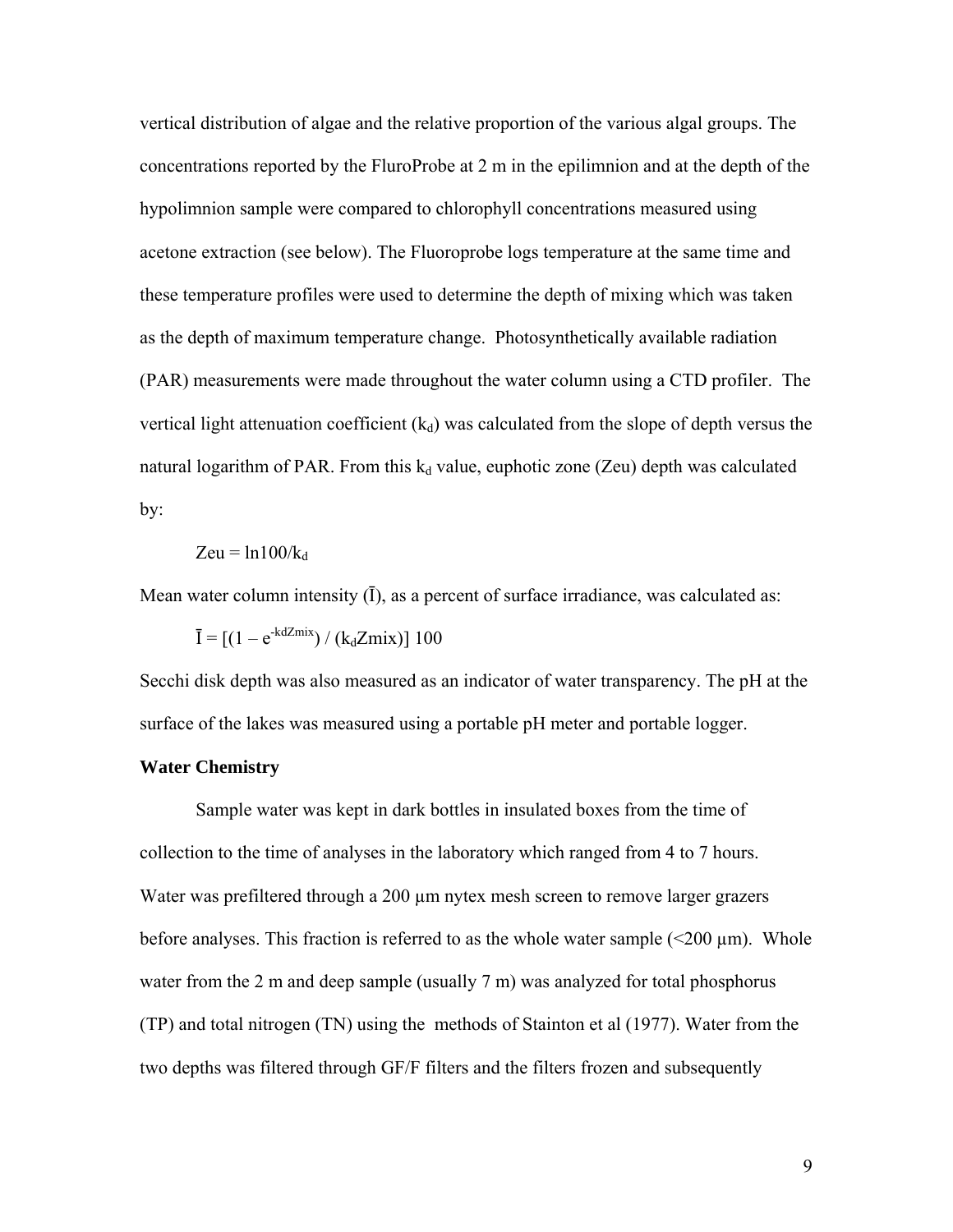vertical distribution of algae and the relative proportion of the various algal groups. The concentrations reported by the FluroProbe at 2 m in the epilimnion and at the depth of the hypolimnion sample were compared to chlorophyll concentrations measured using acetone extraction (see below). The Fluoroprobe logs temperature at the same time and these temperature profiles were used to determine the depth of mixing which was taken as the depth of maximum temperature change. Photosynthetically available radiation (PAR) measurements were made throughout the water column using a CTD profiler. The vertical light attenuation coefficient ($k_d$) was calculated from the slope of depth versus the natural logarithm of PAR. From this $k_d$ value, euphotic zone (Zeu) depth was calculated by:

$$Zeu = \ln 100 / k_d$$

Mean water column intensity ($\bar{I}$), as a percent of surface irradiance, was calculated as:

$$\bar{I} = [(1 - e^{-k_d Zmix}) / (k_d Zmix)]\ 100$$

Secchi disk depth was also measured as an indicator of water transparency. The pH at the surface of the lakes was measured using a portable pH meter and portable logger.

**Water Chemistry**

Sample water was kept in dark bottles in insulated boxes from the time of collection to the time of analyses in the laboratory which ranged from 4 to 7 hours. Water was prefiltered through a 200 µm nytex mesh screen to remove larger grazers before analyses. This fraction is referred to as the whole water sample (<200 µm). Whole water from the 2 m and deep sample (usually 7 m) was analyzed for total phosphorus (TP) and total nitrogen (TN) using the methods of Stainton et al (1977). Water from the two depths was filtered through GF/F filters and the filters frozen and subsequently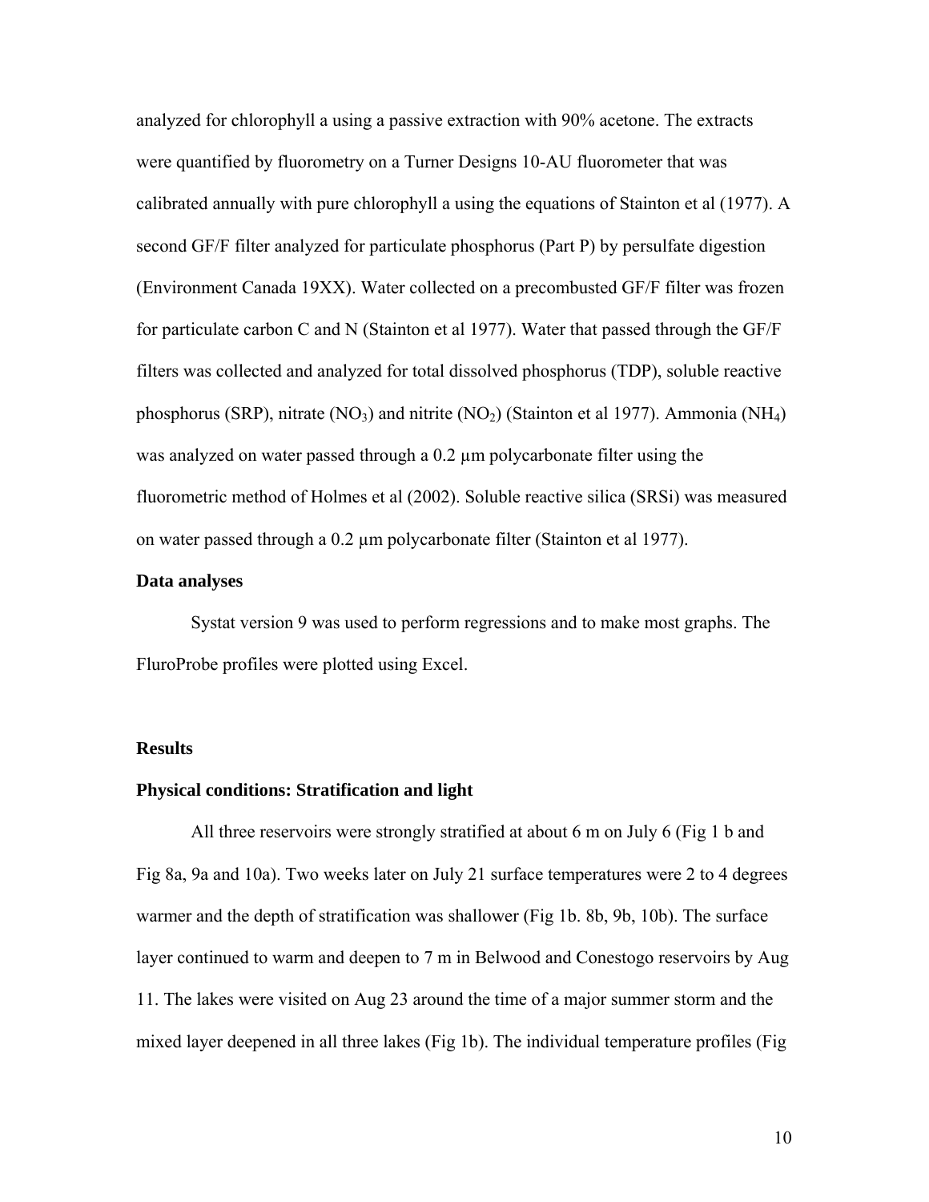analyzed for chlorophyll a using a passive extraction with 90% acetone. The extracts were quantified by fluorometry on a Turner Designs 10-AU fluorometer that was calibrated annually with pure chlorophyll a using the equations of Stainton et al (1977). A second GF/F filter analyzed for particulate phosphorus (Part P) by persulfate digestion (Environment Canada 19XX). Water collected on a precombusted GF/F filter was frozen for particulate carbon C and N (Stainton et al 1977). Water that passed through the GF/F filters was collected and analyzed for total dissolved phosphorus (TDP), soluble reactive phosphorus (SRP), nitrate ($NO_3$) and nitrite ($NO_2$) (Stainton et al 1977). Ammonia ($NH_4$) was analyzed on water passed through a 0.2 µm polycarbonate filter using the fluorometric method of Holmes et al (2002). Soluble reactive silica (SRSi) was measured on water passed through a 0.2 µm polycarbonate filter (Stainton et al 1977).

### Data analyses

Systat version 9 was used to perform regressions and to make most graphs. The FluroProbe profiles were plotted using Excel.

## Results

### Physical conditions: Stratification and light

All three reservoirs were strongly stratified at about 6 m on July 6 (Fig 1 b and Fig 8a, 9a and 10a). Two weeks later on July 21 surface temperatures were 2 to 4 degrees warmer and the depth of stratification was shallower (Fig 1b. 8b, 9b, 10b). The surface layer continued to warm and deepen to 7 m in Belwood and Conestogo reservoirs by Aug 11. The lakes were visited on Aug 23 around the time of a major summer storm and the mixed layer deepened in all three lakes (Fig 1b). The individual temperature profiles (Fig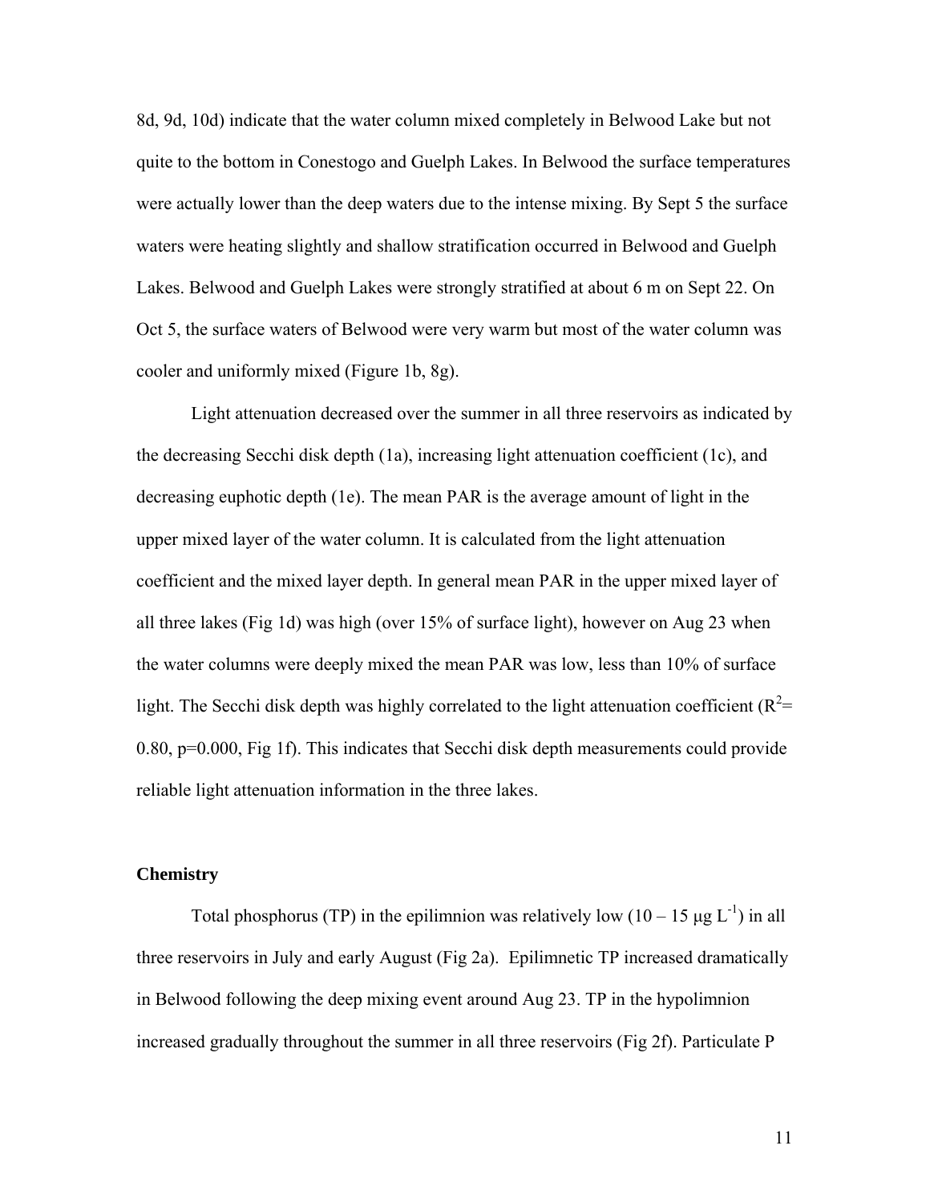8d, 9d, 10d) indicate that the water column mixed completely in Belwood Lake but not quite to the bottom in Conestogo and Guelph Lakes. In Belwood the surface temperatures were actually lower than the deep waters due to the intense mixing. By Sept 5 the surface waters were heating slightly and shallow stratification occurred in Belwood and Guelph Lakes. Belwood and Guelph Lakes were strongly stratified at about 6 m on Sept 22. On Oct 5, the surface waters of Belwood were very warm but most of the water column was cooler and uniformly mixed (Figure 1b, 8g).

Light attenuation decreased over the summer in all three reservoirs as indicated by the decreasing Secchi disk depth (1a), increasing light attenuation coefficient (1c), and decreasing euphotic depth (1e). The mean PAR is the average amount of light in the upper mixed layer of the water column. It is calculated from the light attenuation coefficient and the mixed layer depth. In general mean PAR in the upper mixed layer of all three lakes (Fig 1d) was high (over 15% of surface light), however on Aug 23 when the water columns were deeply mixed the mean PAR was low, less than 10% of surface light. The Secchi disk depth was highly correlated to the light attenuation coefficient ($R^2$= 0.80, p=0.000, Fig 1f). This indicates that Secchi disk depth measurements could provide reliable light attenuation information in the three lakes.

### Chemistry

Total phosphorus (TP) in the epilimnion was relatively low (10 – 15 μg $L^{-1}$) in all three reservoirs in July and early August (Fig 2a). Epilimnetic TP increased dramatically in Belwood following the deep mixing event around Aug 23. TP in the hypolimnion increased gradually throughout the summer in all three reservoirs (Fig 2f). Particulate P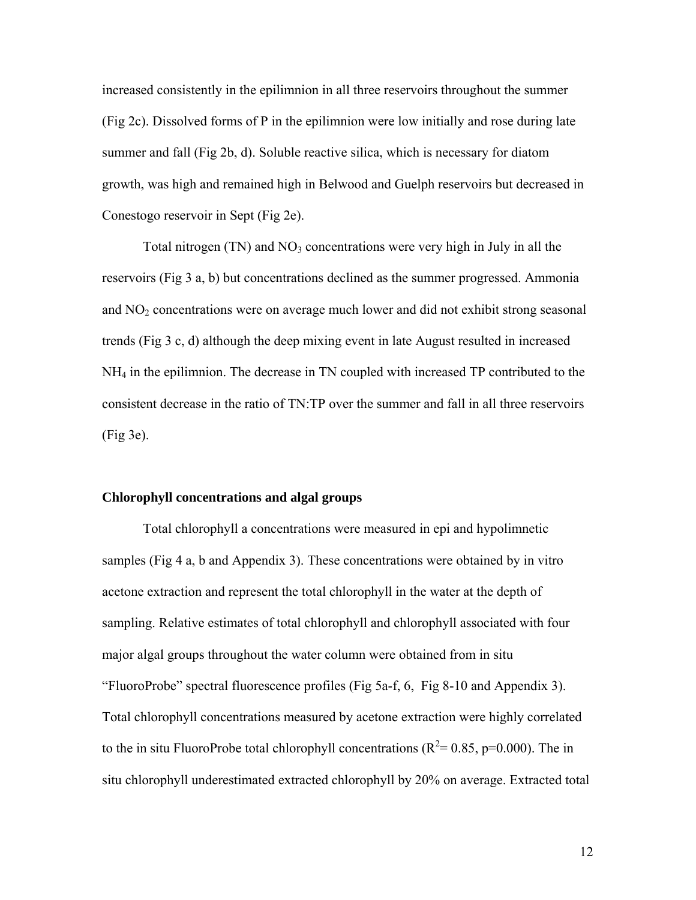increased consistently in the epilimnion in all three reservoirs throughout the summer (Fig 2c). Dissolved forms of P in the epilimnion were low initially and rose during late summer and fall (Fig 2b, d). Soluble reactive silica, which is necessary for diatom growth, was high and remained high in Belwood and Guelph reservoirs but decreased in Conestogo reservoir in Sept (Fig 2e).

Total nitrogen (TN) and $NO_3$ concentrations were very high in July in all the reservoirs (Fig 3 a, b) but concentrations declined as the summer progressed. Ammonia and $NO_2$ concentrations were on average much lower and did not exhibit strong seasonal trends (Fig 3 c, d) although the deep mixing event in late August resulted in increased $NH_4$ in the epilimnion. The decrease in TN coupled with increased TP contributed to the consistent decrease in the ratio of TN:TP over the summer and fall in all three reservoirs (Fig 3e).

### Chlorophyll concentrations and algal groups

Total chlorophyll a concentrations were measured in epi and hypolimnetic samples (Fig 4 a, b and Appendix 3). These concentrations were obtained by in vitro acetone extraction and represent the total chlorophyll in the water at the depth of sampling. Relative estimates of total chlorophyll and chlorophyll associated with four major algal groups throughout the water column were obtained from in situ "FluoroProbe" spectral fluorescence profiles (Fig 5a-f, 6, Fig 8-10 and Appendix 3). Total chlorophyll concentrations measured by acetone extraction were highly correlated to the in situ FluoroProbe total chlorophyll concentrations ($R^2 = 0.85$, $p=0.000$). The in situ chlorophyll underestimated extracted chlorophyll by 20% on average. Extracted total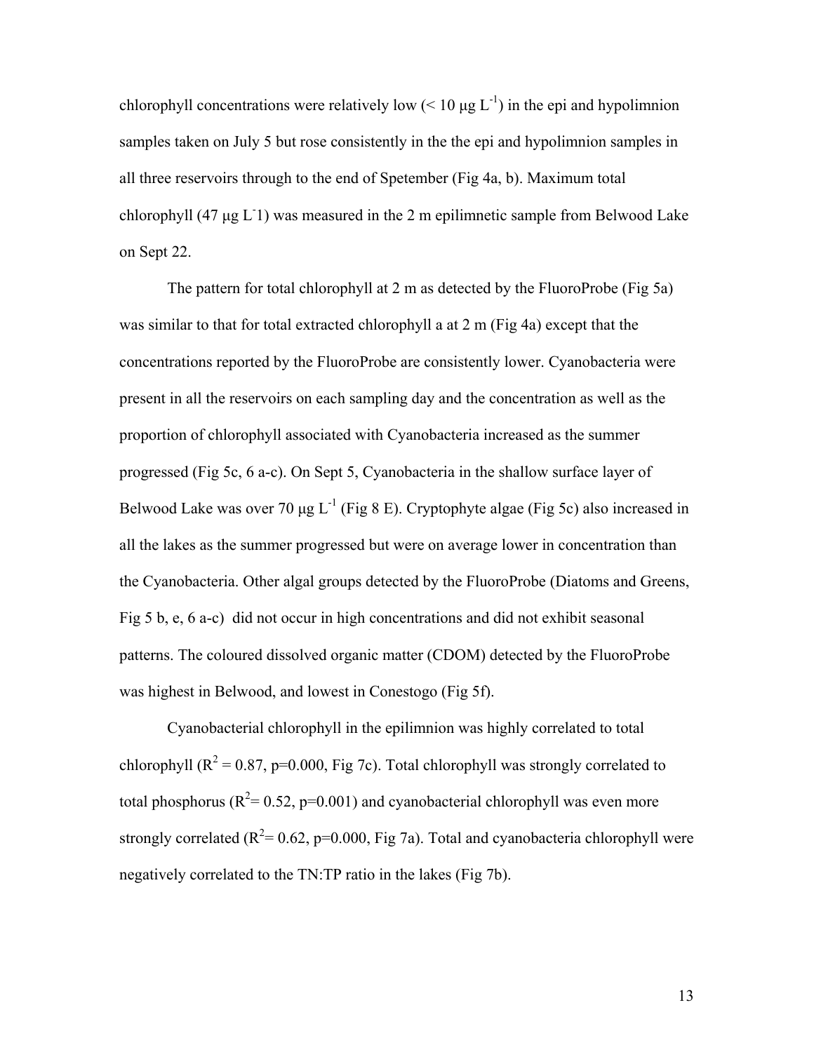chlorophyll concentrations were relatively low (< 10 μg $L^{-1}$) in the epi and hypolimnion samples taken on July 5 but rose consistently in the the epi and hypolimnion samples in all three reservoirs through to the end of Spetember (Fig 4a, b). Maximum total chlorophyll (47 μg $L^{-}$1) was measured in the 2 m epilimnetic sample from Belwood Lake on Sept 22.

The pattern for total chlorophyll at 2 m as detected by the FluoroProbe (Fig 5a) was similar to that for total extracted chlorophyll a at 2 m (Fig 4a) except that the concentrations reported by the FluoroProbe are consistently lower. Cyanobacteria were present in all the reservoirs on each sampling day and the concentration as well as the proportion of chlorophyll associated with Cyanobacteria increased as the summer progressed (Fig 5c, 6 a-c). On Sept 5, Cyanobacteria in the shallow surface layer of Belwood Lake was over 70 μg $L^{-1}$ (Fig 8 E). Cryptophyte algae (Fig 5c) also increased in all the lakes as the summer progressed but were on average lower in concentration than the Cyanobacteria. Other algal groups detected by the FluoroProbe (Diatoms and Greens, Fig 5 b, e, 6 a-c) did not occur in high concentrations and did not exhibit seasonal patterns. The coloured dissolved organic matter (CDOM) detected by the FluoroProbe was highest in Belwood, and lowest in Conestogo (Fig 5f).

Cyanobacterial chlorophyll in the epilimnion was highly correlated to total chlorophyll ($R^2 = 0.87$, p=0.000, Fig 7c). Total chlorophyll was strongly correlated to total phosphorus ($R^2 = 0.52$, p=0.001) and cyanobacterial chlorophyll was even more strongly correlated ($R^2 = 0.62$, p=0.000, Fig 7a). Total and cyanobacteria chlorophyll were negatively correlated to the TN:TP ratio in the lakes (Fig 7b).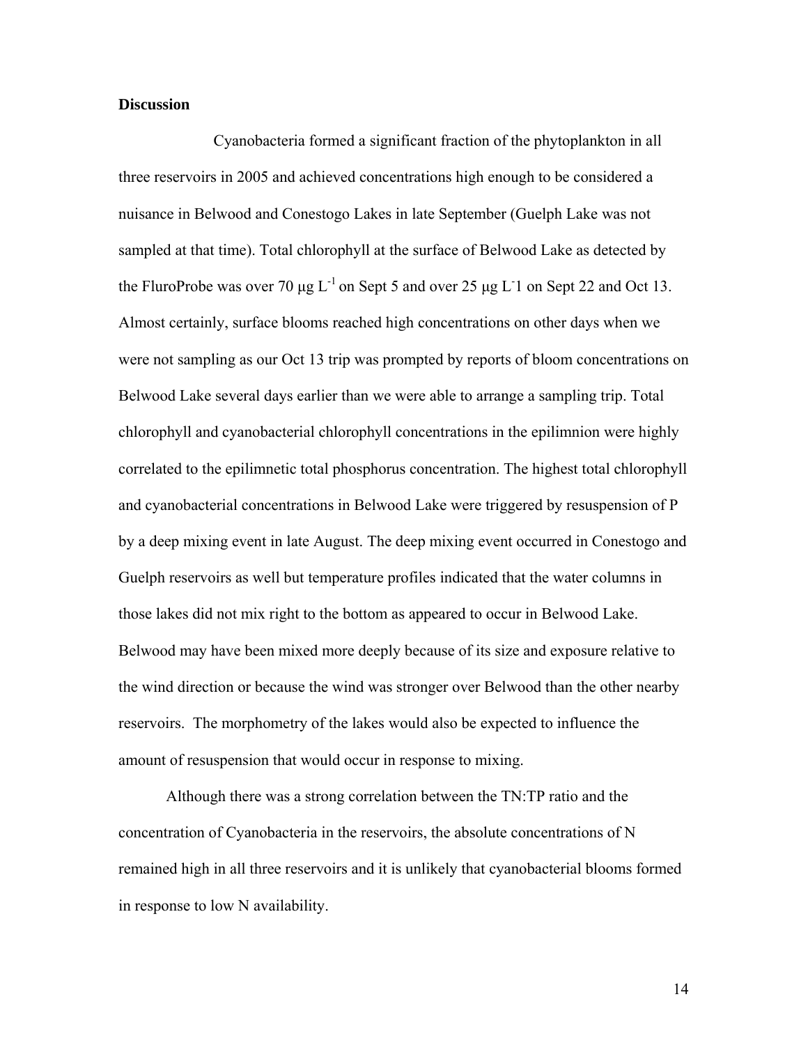**Discussion**

Cyanobacteria formed a significant fraction of the phytoplankton in all three reservoirs in 2005 and achieved concentrations high enough to be considered a nuisance in Belwood and Conestogo Lakes in late September (Guelph Lake was not sampled at that time). Total chlorophyll at the surface of Belwood Lake as detected by the FluroProbe was over 70 μg $L^{-1}$ on Sept 5 and over 25 μg $L^{-}$1 on Sept 22 and Oct 13. Almost certainly, surface blooms reached high concentrations on other days when we were not sampling as our Oct 13 trip was prompted by reports of bloom concentrations on Belwood Lake several days earlier than we were able to arrange a sampling trip. Total chlorophyll and cyanobacterial chlorophyll concentrations in the epilimnion were highly correlated to the epilimnetic total phosphorus concentration. The highest total chlorophyll and cyanobacterial concentrations in Belwood Lake were triggered by resuspension of P by a deep mixing event in late August. The deep mixing event occurred in Conestogo and Guelph reservoirs as well but temperature profiles indicated that the water columns in those lakes did not mix right to the bottom as appeared to occur in Belwood Lake. Belwood may have been mixed more deeply because of its size and exposure relative to the wind direction or because the wind was stronger over Belwood than the other nearby reservoirs. The morphometry of the lakes would also be expected to influence the amount of resuspension that would occur in response to mixing.

Although there was a strong correlation between the TN:TP ratio and the concentration of Cyanobacteria in the reservoirs, the absolute concentrations of N remained high in all three reservoirs and it is unlikely that cyanobacterial blooms formed in response to low N availability.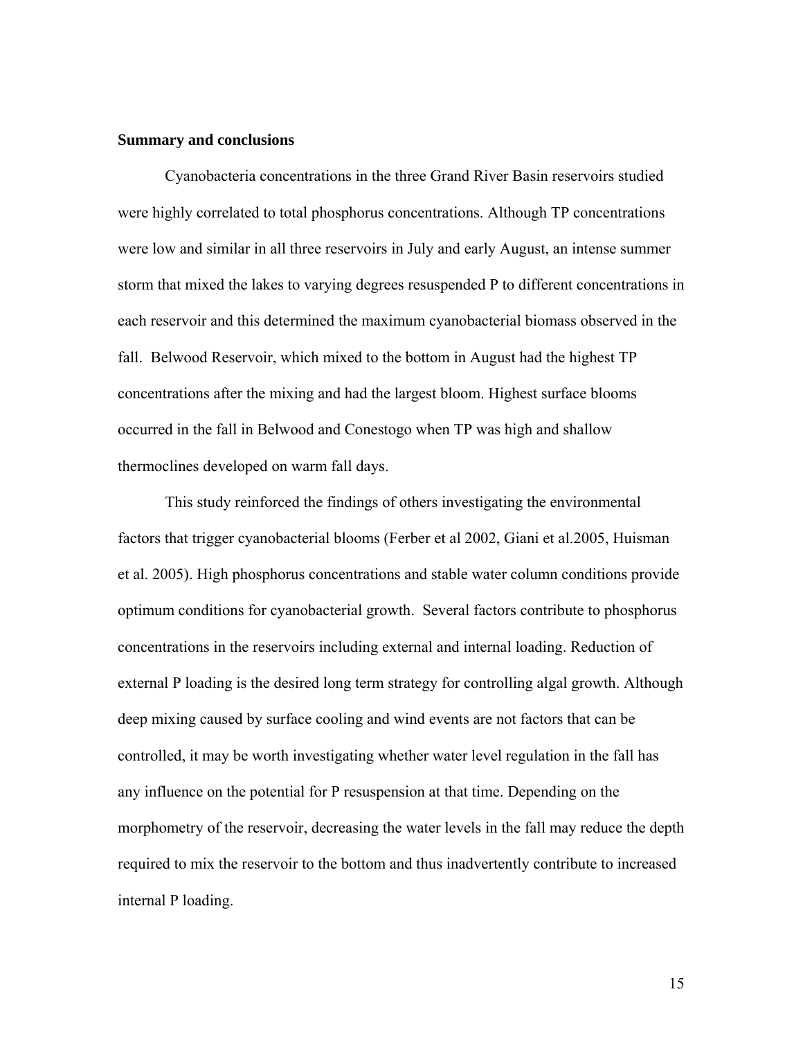**Summary and conclusions**

Cyanobacteria concentrations in the three Grand River Basin reservoirs studied were highly correlated to total phosphorus concentrations. Although TP concentrations were low and similar in all three reservoirs in July and early August, an intense summer storm that mixed the lakes to varying degrees resuspended P to different concentrations in each reservoir and this determined the maximum cyanobacterial biomass observed in the fall. Belwood Reservoir, which mixed to the bottom in August had the highest TP concentrations after the mixing and had the largest bloom. Highest surface blooms occurred in the fall in Belwood and Conestogo when TP was high and shallow thermoclines developed on warm fall days.

This study reinforced the findings of others investigating the environmental factors that trigger cyanobacterial blooms (Ferber et al 2002, Giani et al.2005, Huisman et al. 2005). High phosphorus concentrations and stable water column conditions provide optimum conditions for cyanobacterial growth. Several factors contribute to phosphorus concentrations in the reservoirs including external and internal loading. Reduction of external P loading is the desired long term strategy for controlling algal growth. Although deep mixing caused by surface cooling and wind events are not factors that can be controlled, it may be worth investigating whether water level regulation in the fall has any influence on the potential for P resuspension at that time. Depending on the morphometry of the reservoir, decreasing the water levels in the fall may reduce the depth required to mix the reservoir to the bottom and thus inadvertently contribute to increased internal P loading.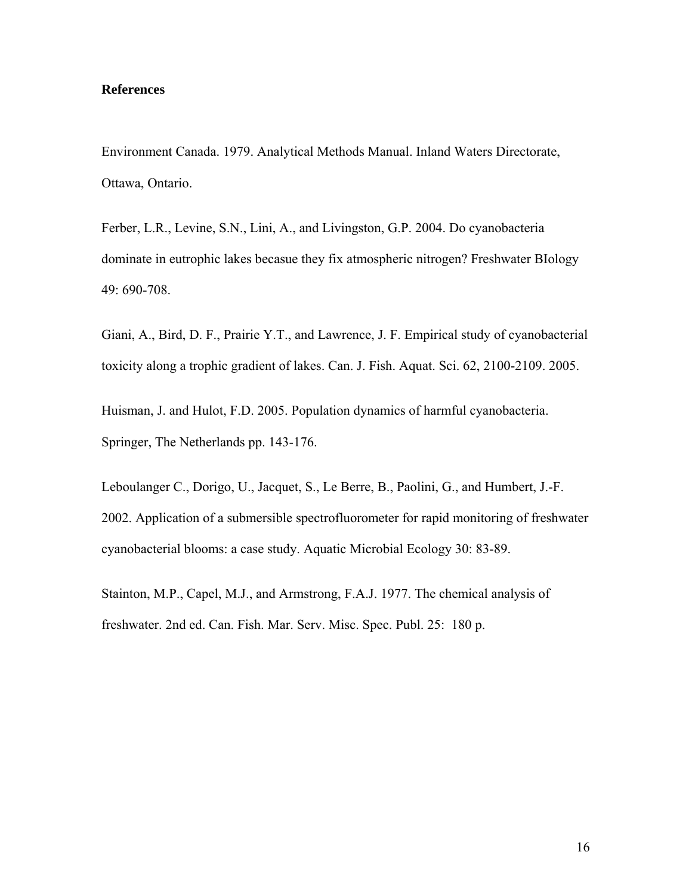## References

Environment Canada. 1979. Analytical Methods Manual. Inland Waters Directorate, Ottawa, Ontario.

Ferber, L.R., Levine, S.N., Lini, A., and Livingston, G.P. 2004. Do cyanobacteria dominate in eutrophic lakes becasue they fix atmospheric nitrogen? Freshwater BIology 49: 690-708.

Giani, A., Bird, D. F., Prairie Y.T., and Lawrence, J. F. Empirical study of cyanobacterial toxicity along a trophic gradient of lakes. Can. J. Fish. Aquat. Sci. 62, 2100-2109. 2005.

Huisman, J. and Hulot, F.D. 2005. Population dynamics of harmful cyanobacteria. Springer, The Netherlands pp. 143-176.

Leboulanger C., Dorigo, U., Jacquet, S., Le Berre, B., Paolini, G., and Humbert, J.-F. 2002. Application of a submersible spectrofluorometer for rapid monitoring of freshwater cyanobacterial blooms: a case study. Aquatic Microbial Ecology 30: 83-89.

Stainton, M.P., Capel, M.J., and Armstrong, F.A.J. 1977. The chemical analysis of freshwater. 2nd ed. Can. Fish. Mar. Serv. Misc. Spec. Publ. 25: 180 p.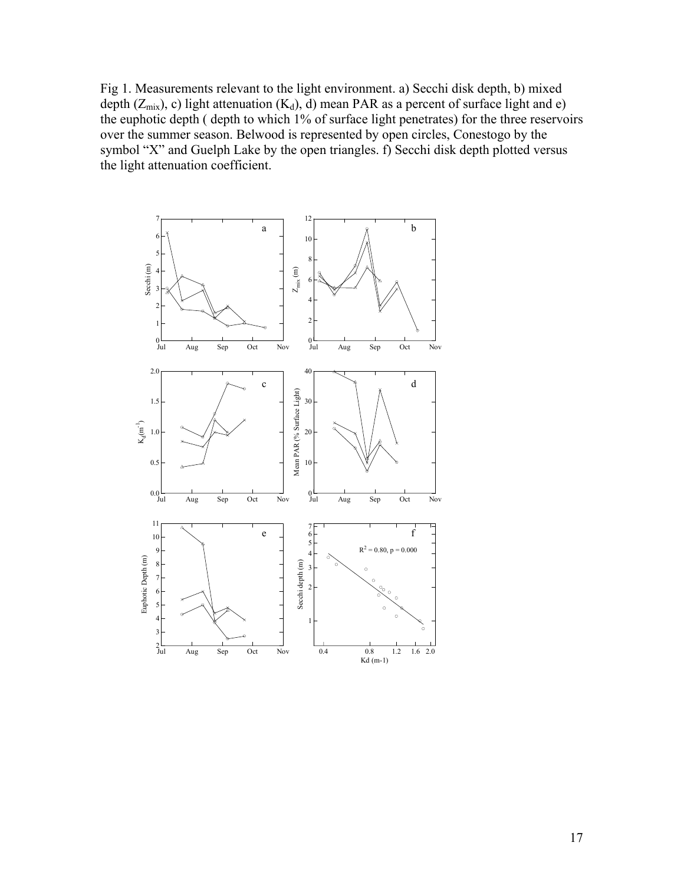Fig 1. Measurements relevant to the light environment. a) Secchi disk depth, b) mixed depth ($Z_{mix}$), c) light attenuation ($K_d$), d) mean PAR as a percent of surface light and e) the euphotic depth ( depth to which 1% of surface light penetrates) for the three reservoirs over the summer season. Belwood is represented by open circles, Conestogo by the symbol "X" and Guelph Lake by the open triangles. f) Secchi disk depth plotted versus the light attenuation coefficient.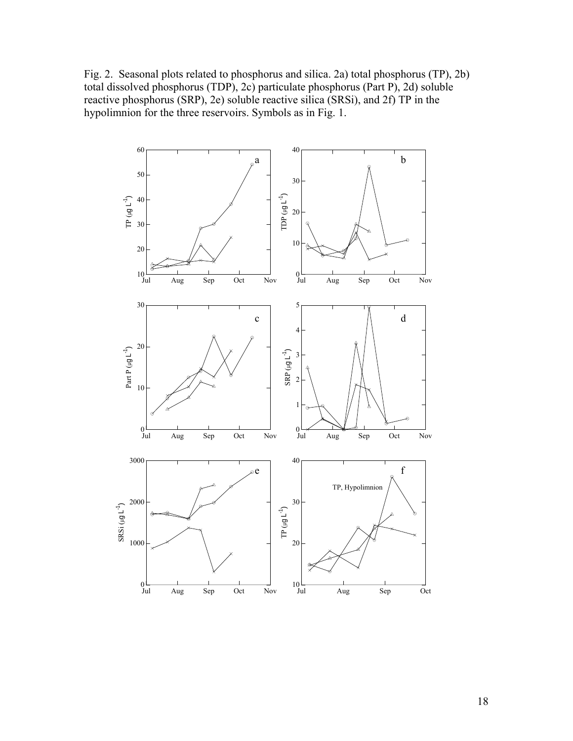Fig. 2. Seasonal plots related to phosphorus and silica. 2a) total phosphorus (TP), 2b) total dissolved phosphorus (TDP), 2c) particulate phosphorus (Part P), 2d) soluble reactive phosphorus (SRP), 2e) soluble reactive silica (SRSi), and 2f) TP in the hypolimnion for the three reservoirs. Symbols as in Fig. 1.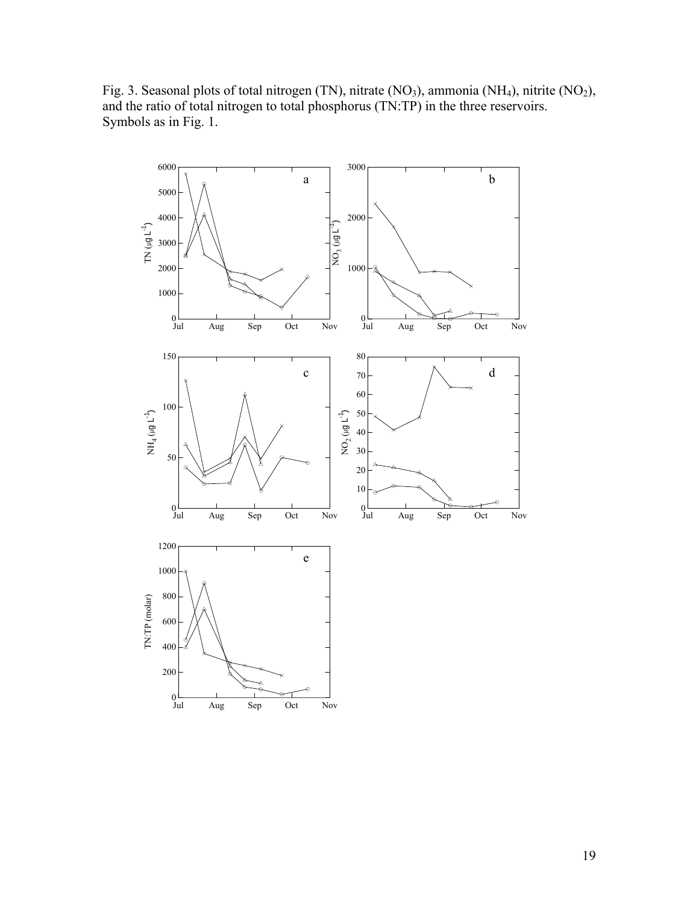Fig. 3. Seasonal plots of total nitrogen (TN), nitrate ($NO_3$), ammonia ($NH_4$), nitrite ($NO_2$), and the ratio of total nitrogen to total phosphorus (TN:TP) in the three reservoirs. Symbols as in Fig. 1.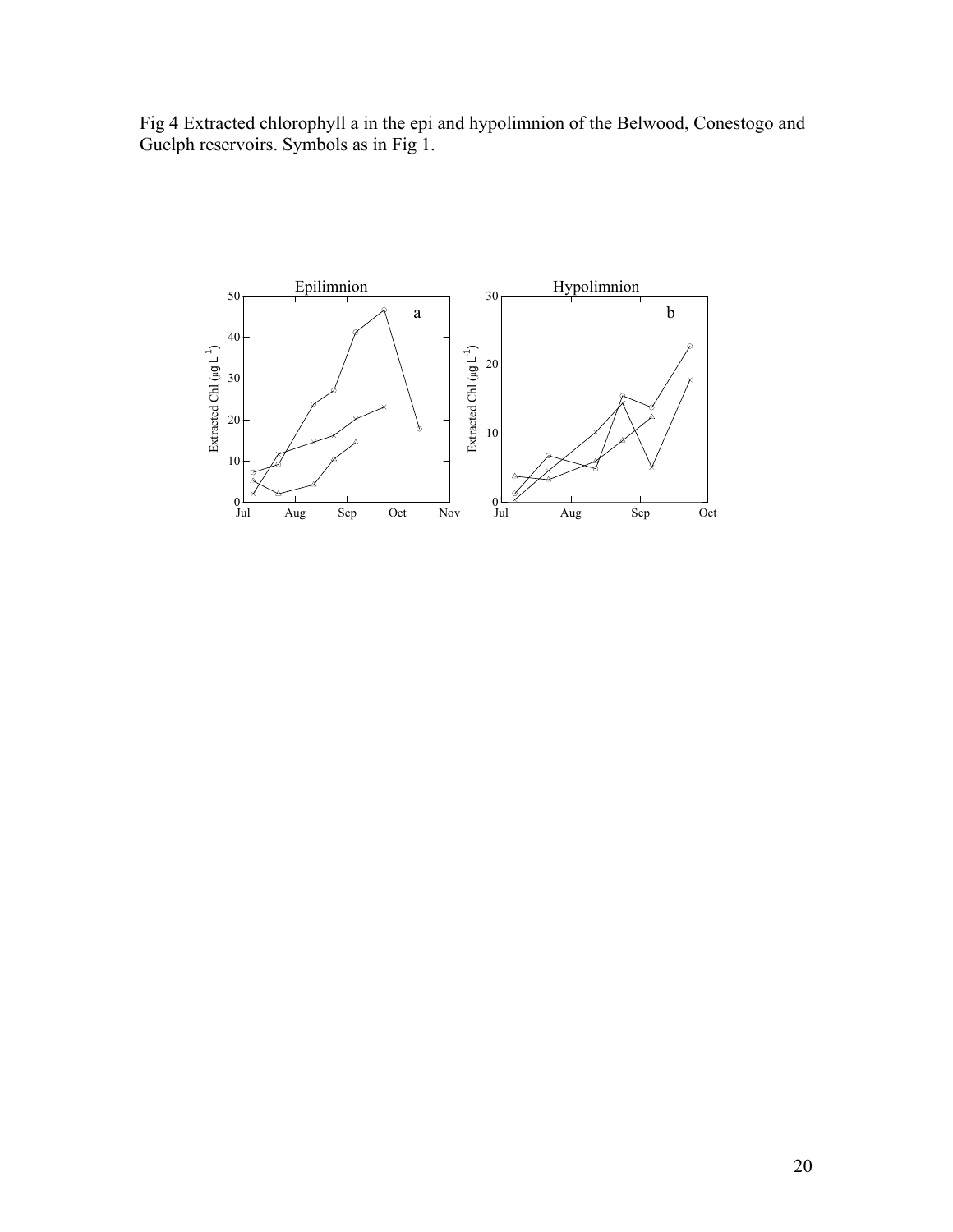Fig 4 Extracted chlorophyll a in the epi and hypolimnion of the Belwood, Conestogo and Guelph reservoirs. Symbols as in Fig 1.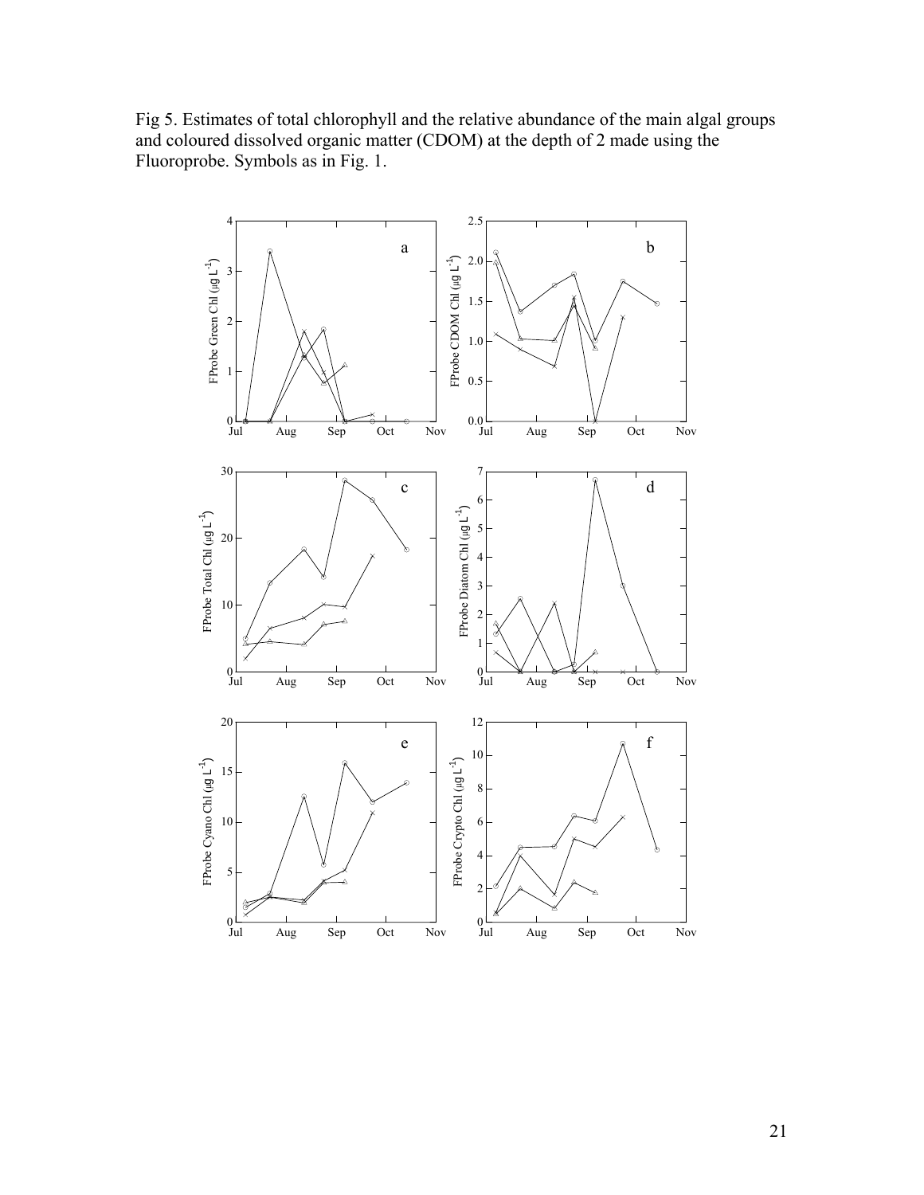Fig 5. Estimates of total chlorophyll and the relative abundance of the main algal groups and coloured dissolved organic matter (CDOM) at the depth of 2 made using the Fluoroprobe. Symbols as in Fig. 1.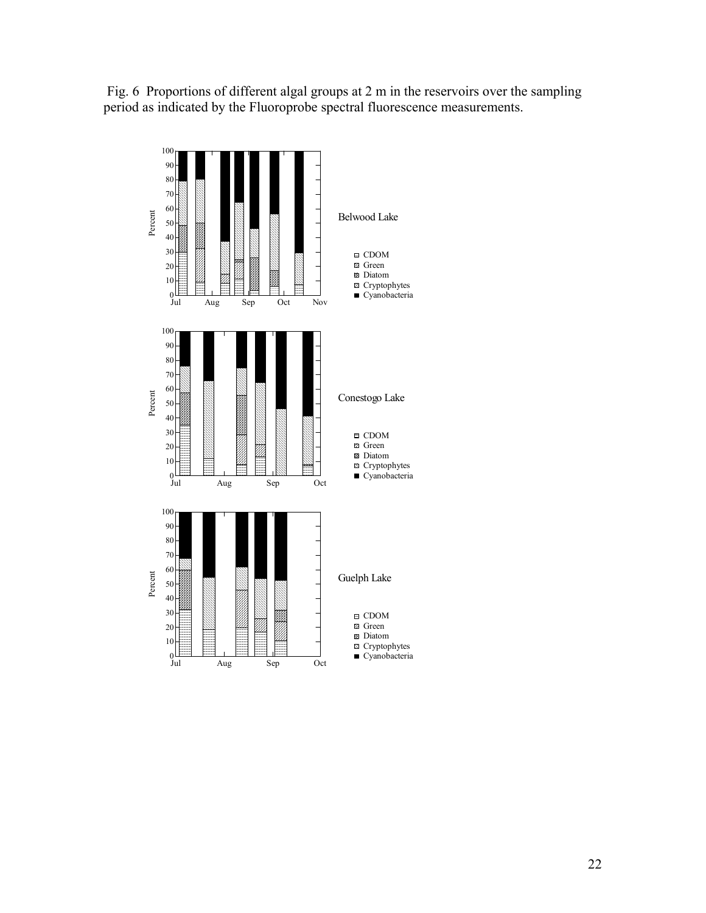Fig. 6 Proportions of different algal groups at 2 m in the reservoirs over the sampling period as indicated by the Fluoroprobe spectral fluorescence measurements.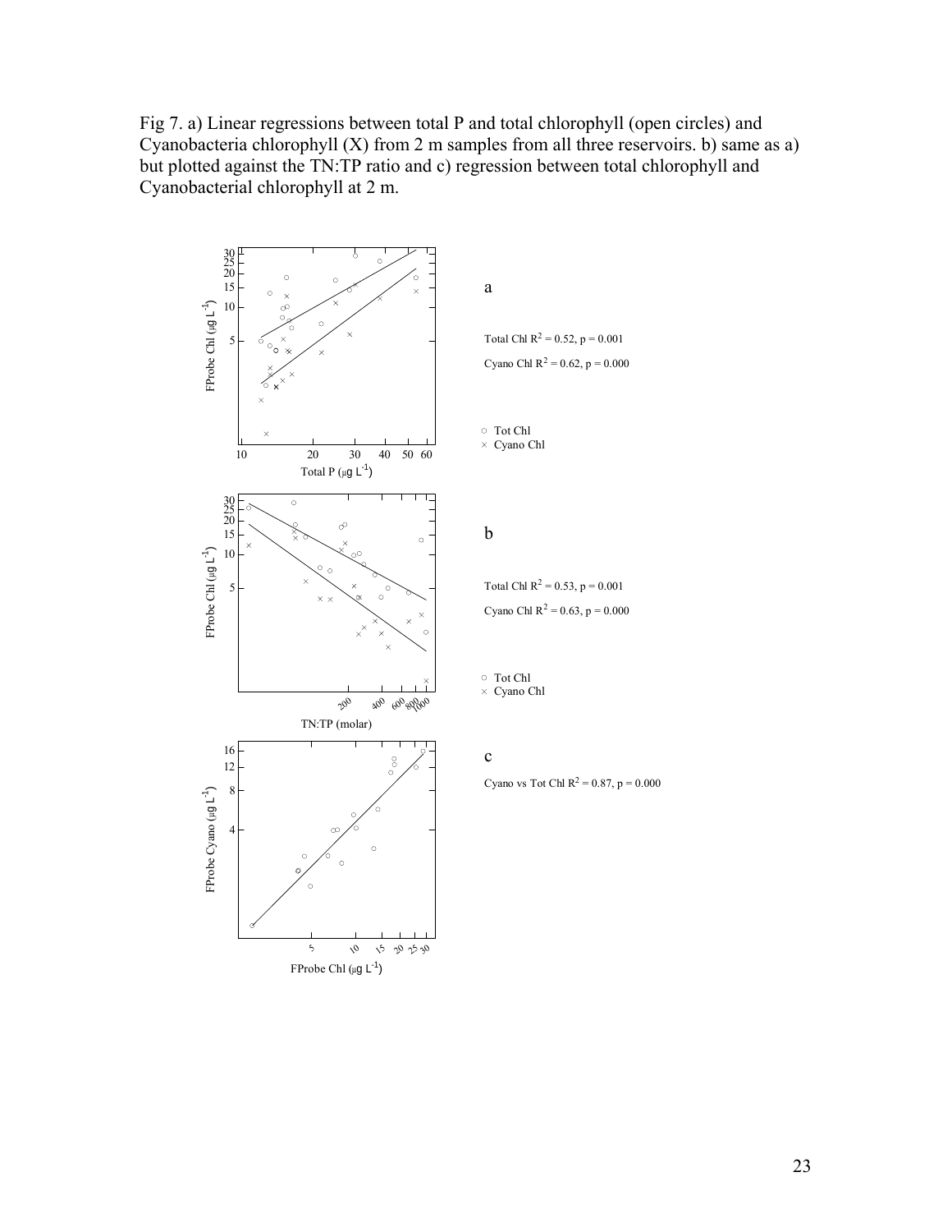Fig 7. a) Linear regressions between total P and total chlorophyll (open circles) and Cyanobacteria chlorophyll (X) from 2 m samples from all three reservoirs. b) same as a) but plotted against the TN:TP ratio and c) regression between total chlorophyll and Cyanobacterial chlorophyll at 2 m.

a

Total Chl $R^2 = 0.52$, $p = 0.001$

Cyano Chl $R^2 = 0.62$, $p = 0.000$

○ Tot Chl
× Cyano Chl

b

Total Chl $R^2 = 0.53$, $p = 0.001$

Cyano Chl $R^2 = 0.63$, $p = 0.000$

○ Tot Chl
× Cyano Chl

c

Cyano vs Tot Chl $R^2 = 0.87$, $p = 0.000$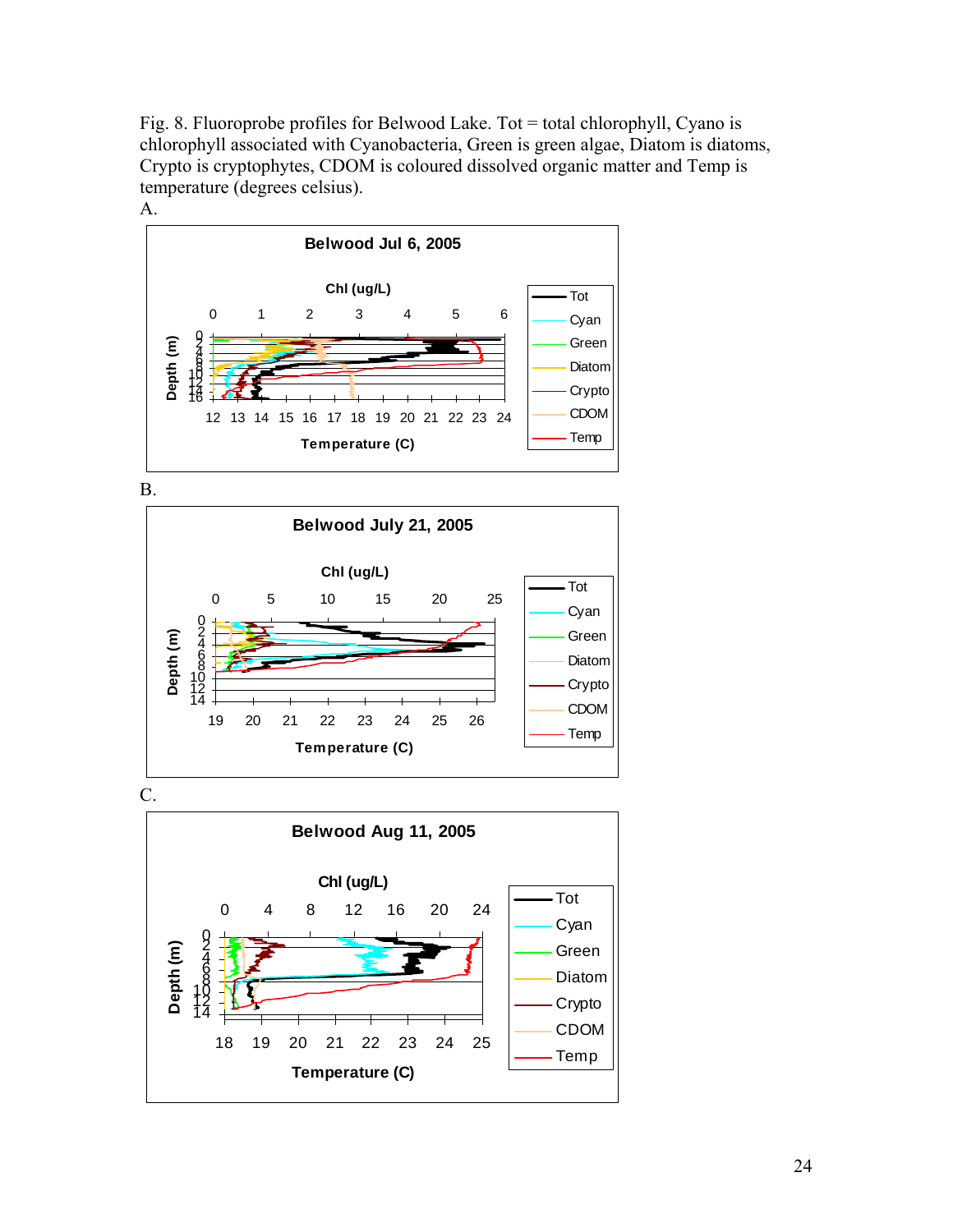Fig. 8. Fluoroprobe profiles for Belwood Lake. Tot = total chlorophyll, Cyano is chlorophyll associated with Cyanobacteria, Green is green algae, Diatom is diatoms, Crypto is cryptophytes, CDOM is coloured dissolved organic matter and Temp is temperature (degrees celsius).

A.

B.

C.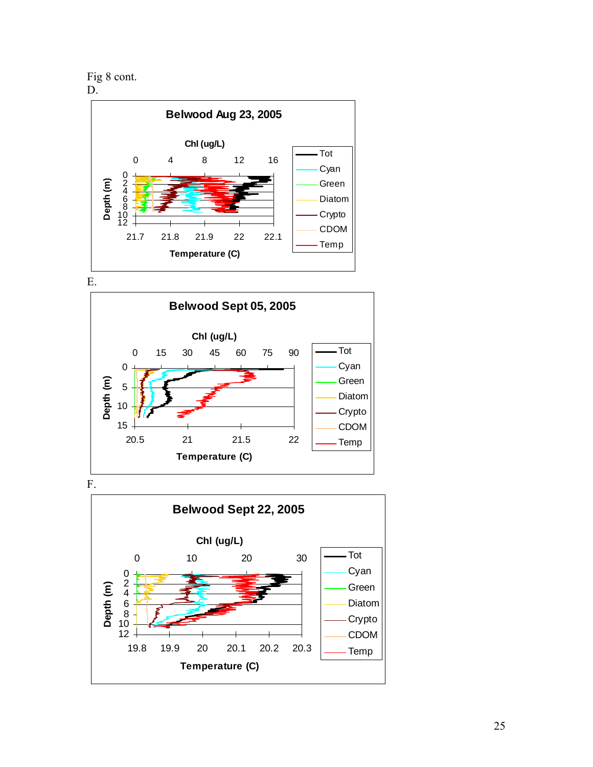Fig 8 cont.

D.

E.

F.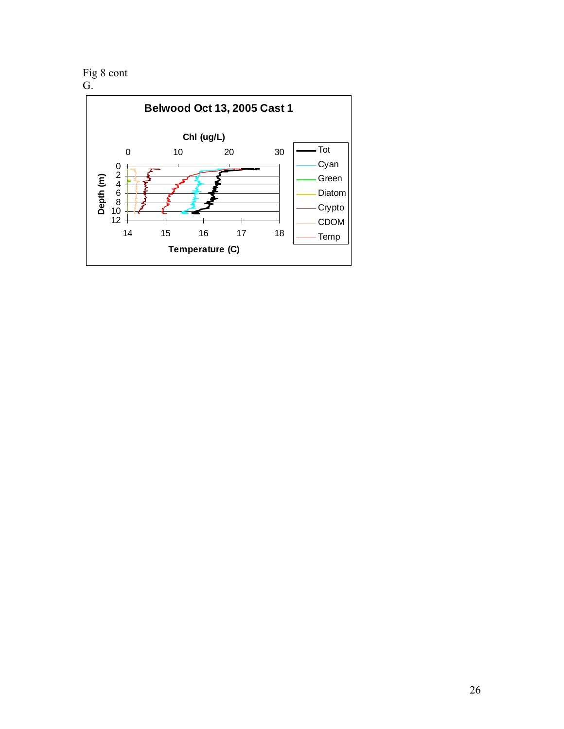Fig 8 cont

G.

**Belwood Oct 13, 2005 Cast 1**

Chl (ug/L)

0 10 20 30

Depth (m)

0 2 4 6 8 10 12

14 15 16 17 18

Temperature (C)

Tot

Cyan

Green

Diatom

Crypto

CDOM

Temp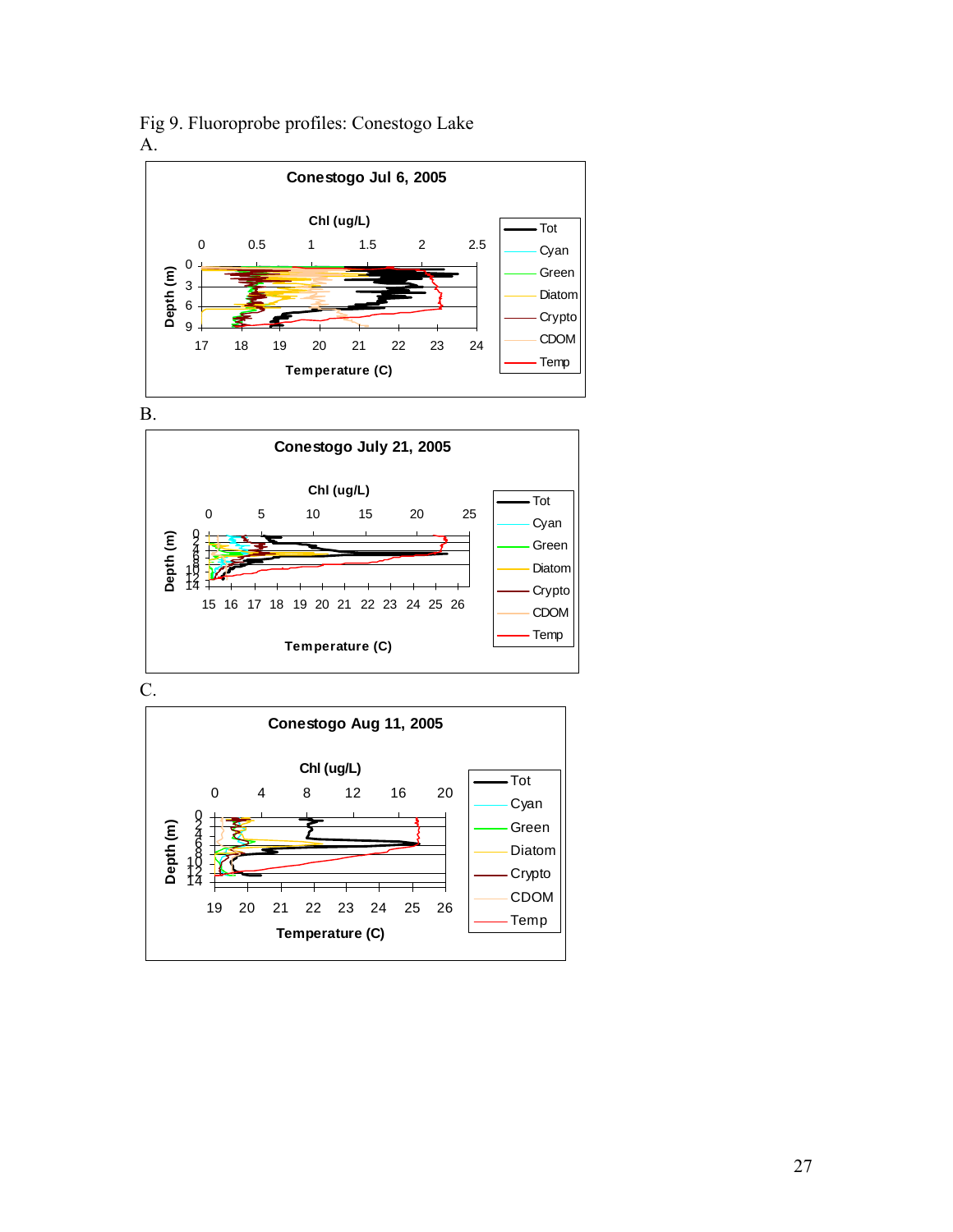Fig 9. Fluoroprobe profiles: Conestogo Lake

A.

Conestogo Jul 6, 2005

Chl (ug/L)

0 0.5 1 1.5 2 2.5

Depth (m)

0 3 6 9

17 18 19 20 21 22 23 24

Temperature (C)

Tot, Cyan, Green, Diatom, Crypto, CDOM, Temp

B.

Conestogo July 21, 2005

Chl (ug/L)

0 5 10 15 20 25

Depth (m)

0 2 4 6 8 10 12 14

15 16 17 18 19 20 21 22 23 24 25 26

Temperature (C)

Tot, Cyan, Green, Diatom, Crypto, CDOM, Temp

C.

Conestogo Aug 11, 2005

Chl (ug/L)

0 4 8 12 16 20

Depth (m)

0 2 4 6 8 10 12 14

19 20 21 22 23 24 25 26

Temperature (C)

Tot, Cyan, Green, Diatom, Crypto, CDOM, Temp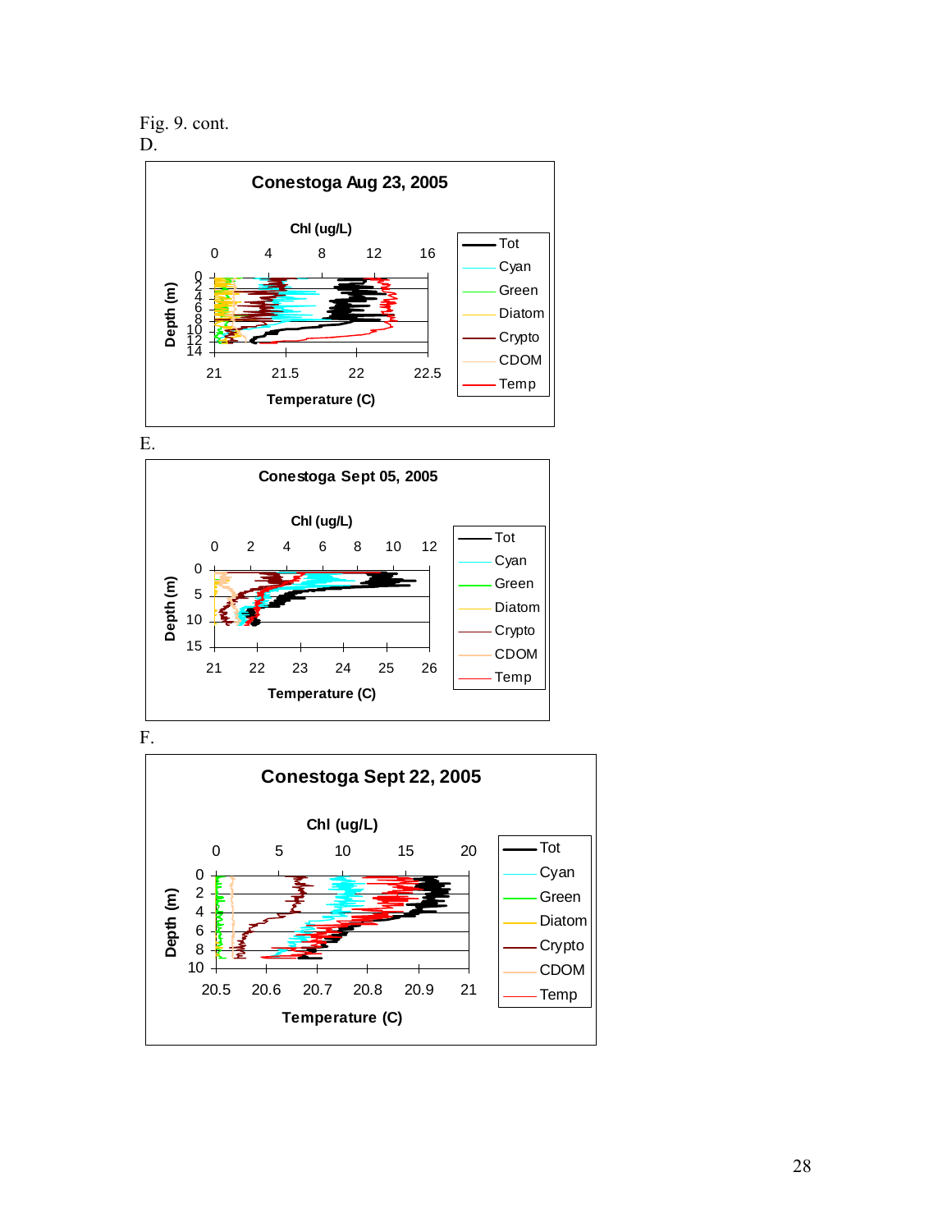Fig. 9. cont.

D.

E.

F.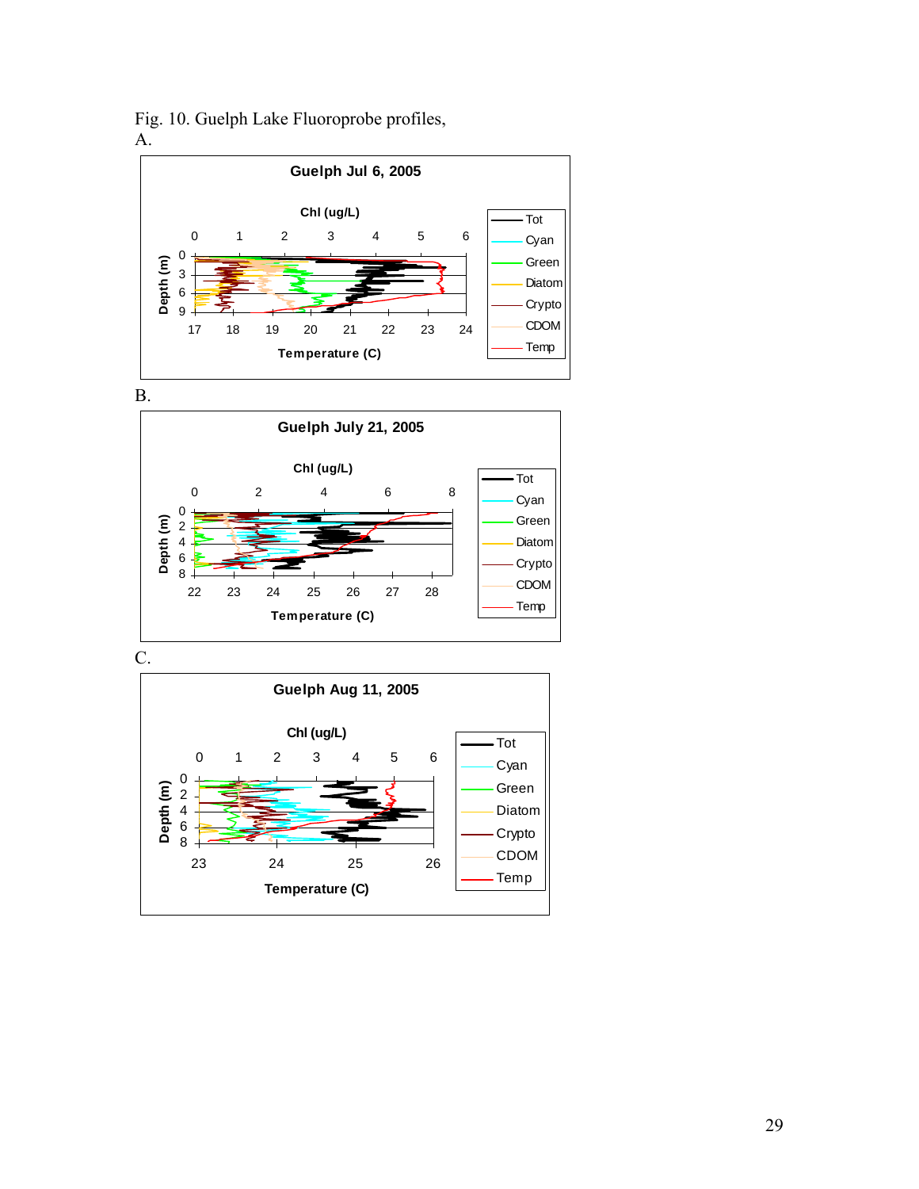Fig. 10. Guelph Lake Fluoroprobe profiles,

A.

B.

C.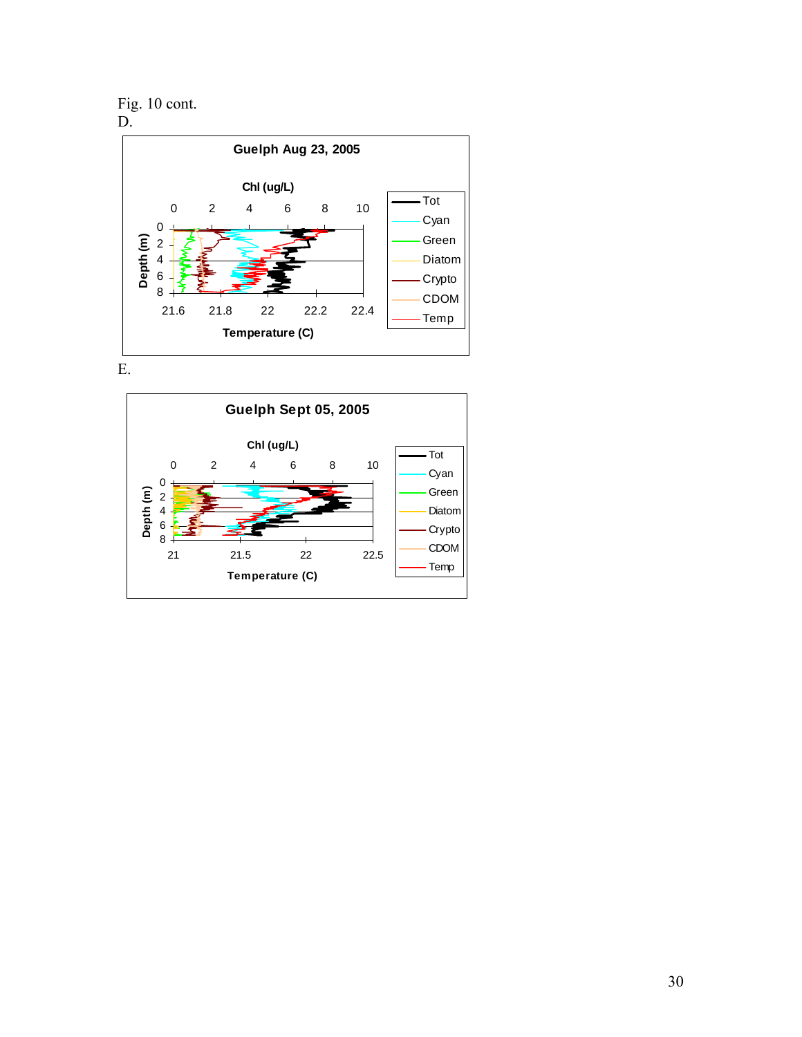Fig. 10 cont.

D.

E.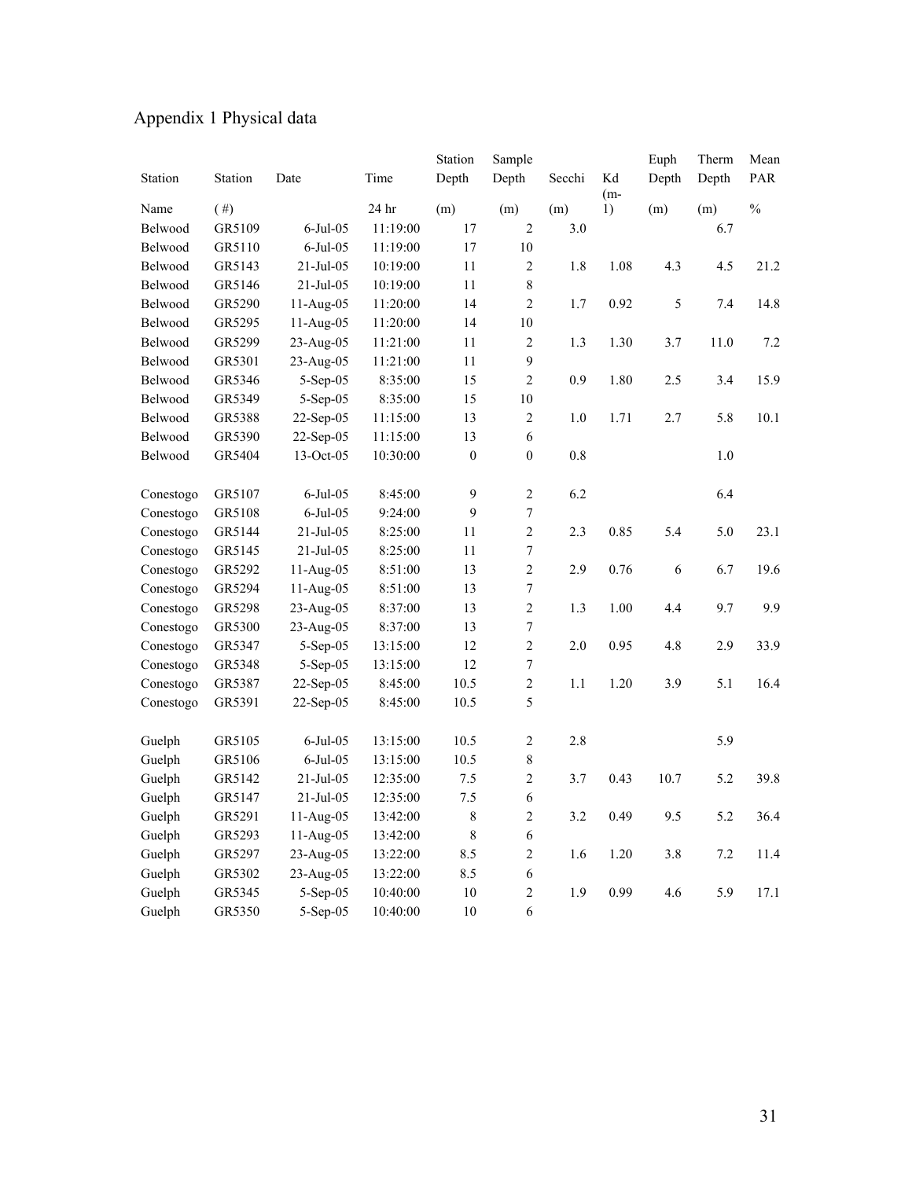# Appendix 1 Physical data

| Station Name | Station (#) | Date | Time 24 hr | Station Depth (m) | Sample Depth (m) | Secchi (m) | Kd (m-1) | Euph Depth (m) | Therm Depth (m) | Mean PAR % |
|---|---|---|---|---|---|---|---|---|---|---|
| Belwood | GR5109 | 6-Jul-05 | 11:19:00 | 17 | 2 | 3.0 | | | 6.7 | |
| Belwood | GR5110 | 6-Jul-05 | 11:19:00 | 17 | 10 | | | | | |
| Belwood | GR5143 | 21-Jul-05 | 10:19:00 | 11 | 2 | 1.8 | 1.08 | 4.3 | 4.5 | 21.2 |
| Belwood | GR5146 | 21-Jul-05 | 10:19:00 | 11 | 8 | | | | | |
| Belwood | GR5290 | 11-Aug-05 | 11:20:00 | 14 | 2 | 1.7 | 0.92 | 5 | 7.4 | 14.8 |
| Belwood | GR5295 | 11-Aug-05 | 11:20:00 | 14 | 10 | | | | | |
| Belwood | GR5299 | 23-Aug-05 | 11:21:00 | 11 | 2 | 1.3 | 1.30 | 3.7 | 11.0 | 7.2 |
| Belwood | GR5301 | 23-Aug-05 | 11:21:00 | 11 | 9 | | | | | |
| Belwood | GR5346 | 5-Sep-05 | 8:35:00 | 15 | 2 | 0.9 | 1.80 | 2.5 | 3.4 | 15.9 |
| Belwood | GR5349 | 5-Sep-05 | 8:35:00 | 15 | 10 | | | | | |
| Belwood | GR5388 | 22-Sep-05 | 11:15:00 | 13 | 2 | 1.0 | 1.71 | 2.7 | 5.8 | 10.1 |
| Belwood | GR5390 | 22-Sep-05 | 11:15:00 | 13 | 6 | | | | | |
| Belwood | GR5404 | 13-Oct-05 | 10:30:00 | 0 | 0 | 0.8 | | | 1.0 | |
| Conestogo | GR5107 | 6-Jul-05 | 8:45:00 | 9 | 2 | 6.2 | | | 6.4 | |
| Conestogo | GR5108 | 6-Jul-05 | 9:24:00 | 9 | 7 | | | | | |
| Conestogo | GR5144 | 21-Jul-05 | 8:25:00 | 11 | 2 | 2.3 | 0.85 | 5.4 | 5.0 | 23.1 |
| Conestogo | GR5145 | 21-Jul-05 | 8:25:00 | 11 | 7 | | | | | |
| Conestogo | GR5292 | 11-Aug-05 | 8:51:00 | 13 | 2 | 2.9 | 0.76 | 6 | 6.7 | 19.6 |
| Conestogo | GR5294 | 11-Aug-05 | 8:51:00 | 13 | 7 | | | | | |
| Conestogo | GR5298 | 23-Aug-05 | 8:37:00 | 13 | 2 | 1.3 | 1.00 | 4.4 | 9.7 | 9.9 |
| Conestogo | GR5300 | 23-Aug-05 | 8:37:00 | 13 | 7 | | | | | |
| Conestogo | GR5347 | 5-Sep-05 | 13:15:00 | 12 | 2 | 2.0 | 0.95 | 4.8 | 2.9 | 33.9 |
| Conestogo | GR5348 | 5-Sep-05 | 13:15:00 | 12 | 7 | | | | | |
| Conestogo | GR5387 | 22-Sep-05 | 8:45:00 | 10.5 | 2 | 1.1 | 1.20 | 3.9 | 5.1 | 16.4 |
| Conestogo | GR5391 | 22-Sep-05 | 8:45:00 | 10.5 | 5 | | | | | |
| Guelph | GR5105 | 6-Jul-05 | 13:15:00 | 10.5 | 2 | 2.8 | | | 5.9 | |
| Guelph | GR5106 | 6-Jul-05 | 13:15:00 | 10.5 | 8 | | | | | |
| Guelph | GR5142 | 21-Jul-05 | 12:35:00 | 7.5 | 2 | 3.7 | 0.43 | 10.7 | 5.2 | 39.8 |
| Guelph | GR5147 | 21-Jul-05 | 12:35:00 | 7.5 | 6 | | | | | |
| Guelph | GR5291 | 11-Aug-05 | 13:42:00 | 8 | 2 | 3.2 | 0.49 | 9.5 | 5.2 | 36.4 |
| Guelph | GR5293 | 11-Aug-05 | 13:42:00 | 8 | 6 | | | | | |
| Guelph | GR5297 | 23-Aug-05 | 13:22:00 | 8.5 | 2 | 1.6 | 1.20 | 3.8 | 7.2 | 11.4 |
| Guelph | GR5302 | 23-Aug-05 | 13:22:00 | 8.5 | 6 | | | | | |
| Guelph | GR5345 | 5-Sep-05 | 10:40:00 | 10 | 2 | 1.9 | 0.99 | 4.6 | 5.9 | 17.1 |
| Guelph | GR5350 | 5-Sep-05 | 10:40:00 | 10 | 6 | | | | | |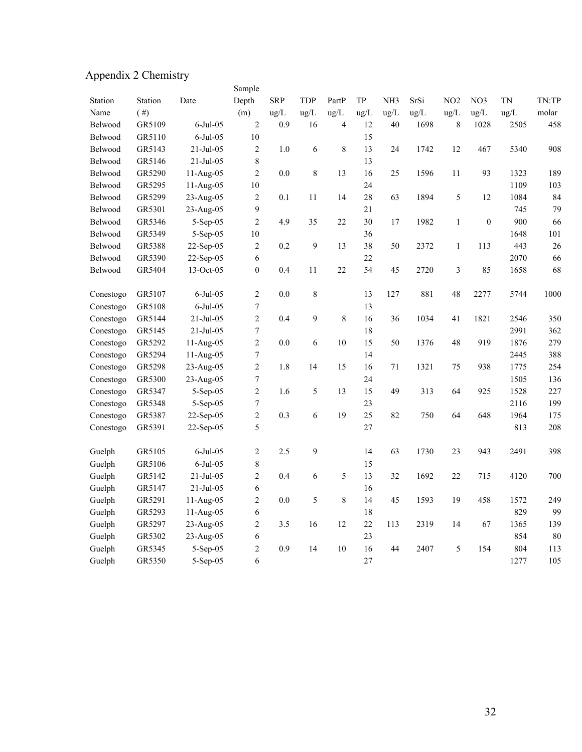# Appendix 2 Chemistry

| Station Name | Station (#) | Date | Sample Depth (m) | SRP ug/L | TDP ug/L | PartP ug/L | TP ug/L | NH3 ug/L | SrSi ug/L | NO2 ug/L | NO3 ug/L | TN ug/L | TN:TP molar |
|---|---|---|---|---|---|---|---|---|---|---|---|---|---|
| Belwood | GR5109 | 6-Jul-05 | 2 | 0.9 | 16 | 4 | 12 | 40 | 1698 | 8 | 1028 | 2505 | 458 |
| Belwood | GR5110 | 6-Jul-05 | 10 | | | | 15 | | | | | | |
| Belwood | GR5143 | 21-Jul-05 | 2 | 1.0 | 6 | 8 | 13 | 24 | 1742 | 12 | 467 | 5340 | 908 |
| Belwood | GR5146 | 21-Jul-05 | 8 | | | | 13 | | | | | | |
| Belwood | GR5290 | 11-Aug-05 | 2 | 0.0 | 8 | 13 | 16 | 25 | 1596 | 11 | 93 | 1323 | 189 |
| Belwood | GR5295 | 11-Aug-05 | 10 | | | | 24 | | | | | 1109 | 103 |
| Belwood | GR5299 | 23-Aug-05 | 2 | 0.1 | 11 | 14 | 28 | 63 | 1894 | 5 | 12 | 1084 | 84 |
| Belwood | GR5301 | 23-Aug-05 | 9 | | | | 21 | | | | | 745 | 79 |
| Belwood | GR5346 | 5-Sep-05 | 2 | 4.9 | 35 | 22 | 30 | 17 | 1982 | 1 | 0 | 900 | 66 |
| Belwood | GR5349 | 5-Sep-05 | 10 | | | | 36 | | | | | 1648 | 101 |
| Belwood | GR5388 | 22-Sep-05 | 2 | 0.2 | 9 | 13 | 38 | 50 | 2372 | 1 | 113 | 443 | 26 |
| Belwood | GR5390 | 22-Sep-05 | 6 | | | | 22 | | | | | 2070 | 66 |
| Belwood | GR5404 | 13-Oct-05 | 0 | 0.4 | 11 | 22 | 54 | 45 | 2720 | 3 | 85 | 1658 | 68 |
| | | | | | | | | | | | | | |
| Conestogo | GR5107 | 6-Jul-05 | 2 | 0.0 | 8 | | 13 | 127 | 881 | 48 | 2277 | 5744 | 1000 |
| Conestogo | GR5108 | 6-Jul-05 | 7 | | | | 13 | | | | | | |
| Conestogo | GR5144 | 21-Jul-05 | 2 | 0.4 | 9 | 8 | 16 | 36 | 1034 | 41 | 1821 | 2546 | 350 |
| Conestogo | GR5145 | 21-Jul-05 | 7 | | | | 18 | | | | | 2991 | 362 |
| Conestogo | GR5292 | 11-Aug-05 | 2 | 0.0 | 6 | 10 | 15 | 50 | 1376 | 48 | 919 | 1876 | 279 |
| Conestogo | GR5294 | 11-Aug-05 | 7 | | | | 14 | | | | | 2445 | 388 |
| Conestogo | GR5298 | 23-Aug-05 | 2 | 1.8 | 14 | 15 | 16 | 71 | 1321 | 75 | 938 | 1775 | 254 |
| Conestogo | GR5300 | 23-Aug-05 | 7 | | | | 24 | | | | | 1505 | 136 |
| Conestogo | GR5347 | 5-Sep-05 | 2 | 1.6 | 5 | 13 | 15 | 49 | 313 | 64 | 925 | 1528 | 227 |
| Conestogo | GR5348 | 5-Sep-05 | 7 | | | | 23 | | | | | 2116 | 199 |
| Conestogo | GR5387 | 22-Sep-05 | 2 | 0.3 | 6 | 19 | 25 | 82 | 750 | 64 | 648 | 1964 | 175 |
| Conestogo | GR5391 | 22-Sep-05 | 5 | | | | 27 | | | | | 813 | 208 |
| | | | | | | | | | | | | | |
| Guelph | GR5105 | 6-Jul-05 | 2 | 2.5 | 9 | | 14 | 63 | 1730 | 23 | 943 | 2491 | 398 |
| Guelph | GR5106 | 6-Jul-05 | 8 | | | | 15 | | | | | | |
| Guelph | GR5142 | 21-Jul-05 | 2 | 0.4 | 6 | 5 | 13 | 32 | 1692 | 22 | 715 | 4120 | 700 |
| Guelph | GR5147 | 21-Jul-05 | 6 | | | | 16 | | | | | | |
| Guelph | GR5291 | 11-Aug-05 | 2 | 0.0 | 5 | 8 | 14 | 45 | 1593 | 19 | 458 | 1572 | 249 |
| Guelph | GR5293 | 11-Aug-05 | 6 | | | | 18 | | | | | 829 | 99 |
| Guelph | GR5297 | 23-Aug-05 | 2 | 3.5 | 16 | 12 | 22 | 113 | 2319 | 14 | 67 | 1365 | 139 |
| Guelph | GR5302 | 23-Aug-05 | 6 | | | | 23 | | | | | 854 | 80 |
| Guelph | GR5345 | 5-Sep-05 | 2 | 0.9 | 14 | 10 | 16 | 44 | 2407 | 5 | 154 | 804 | 113 |
| Guelph | GR5350 | 5-Sep-05 | 6 | | | | 27 | | | | | 1277 | 105 |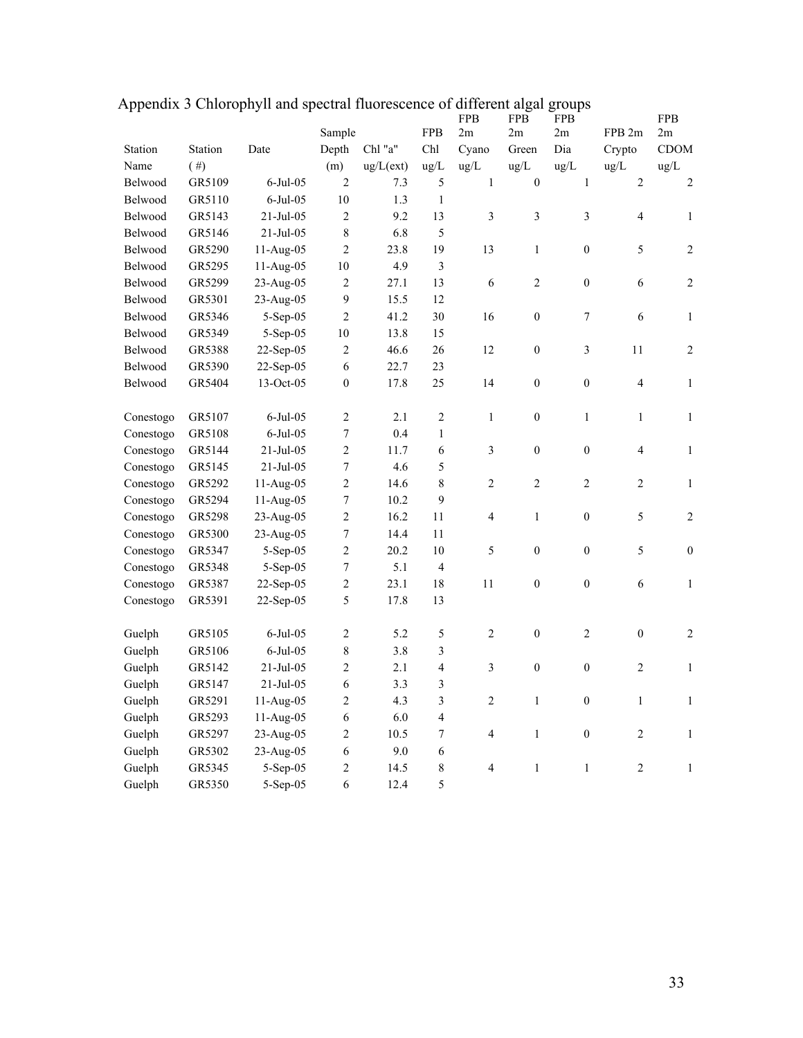# Appendix 3 Chlorophyll and spectral fluorescence of different algal groups

| Station Name | Station (#) | Date | Sample Depth (m) | Chl "a" ug/L(ext) | FPB Chl ug/L | FPB 2m Cyano ug/L | FPB 2m Green ug/L | FPB 2m Dia ug/L | FPB 2m Crypto ug/L | FPB 2m CDOM ug/L |
|---|---|---|---|---|---|---|---|---|---|---|
| Belwood | GR5109 | 6-Jul-05 | 2 | 7.3 | 5 | 1 | 0 | 1 | 2 | 2 |
| Belwood | GR5110 | 6-Jul-05 | 10 | 1.3 | 1 | | | | | |
| Belwood | GR5143 | 21-Jul-05 | 2 | 9.2 | 13 | 3 | 3 | 3 | 4 | 1 |
| Belwood | GR5146 | 21-Jul-05 | 8 | 6.8 | 5 | | | | | |
| Belwood | GR5290 | 11-Aug-05 | 2 | 23.8 | 19 | 13 | 1 | 0 | 5 | 2 |
| Belwood | GR5295 | 11-Aug-05 | 10 | 4.9 | 3 | | | | | |
| Belwood | GR5299 | 23-Aug-05 | 2 | 27.1 | 13 | 6 | 2 | 0 | 6 | 2 |
| Belwood | GR5301 | 23-Aug-05 | 9 | 15.5 | 12 | | | | | |
| Belwood | GR5346 | 5-Sep-05 | 2 | 41.2 | 30 | 16 | 0 | 7 | 6 | 1 |
| Belwood | GR5349 | 5-Sep-05 | 10 | 13.8 | 15 | | | | | |
| Belwood | GR5388 | 22-Sep-05 | 2 | 46.6 | 26 | 12 | 0 | 3 | 11 | 2 |
| Belwood | GR5390 | 22-Sep-05 | 6 | 22.7 | 23 | | | | | |
| Belwood | GR5404 | 13-Oct-05 | 0 | 17.8 | 25 | 14 | 0 | 0 | 4 | 1 |
| | | | | | | | | | | |
| Conestogo | GR5107 | 6-Jul-05 | 2 | 2.1 | 2 | 1 | 0 | 1 | 1 | 1 |
| Conestogo | GR5108 | 6-Jul-05 | 7 | 0.4 | 1 | | | | | |
| Conestogo | GR5144 | 21-Jul-05 | 2 | 11.7 | 6 | 3 | 0 | 0 | 4 | 1 |
| Conestogo | GR5145 | 21-Jul-05 | 7 | 4.6 | 5 | | | | | |
| Conestogo | GR5292 | 11-Aug-05 | 2 | 14.6 | 8 | 2 | 2 | 2 | 2 | 1 |
| Conestogo | GR5294 | 11-Aug-05 | 7 | 10.2 | 9 | | | | | |
| Conestogo | GR5298 | 23-Aug-05 | 2 | 16.2 | 11 | 4 | 1 | 0 | 5 | 2 |
| Conestogo | GR5300 | 23-Aug-05 | 7 | 14.4 | 11 | | | | | |
| Conestogo | GR5347 | 5-Sep-05 | 2 | 20.2 | 10 | 5 | 0 | 0 | 5 | 0 |
| Conestogo | GR5348 | 5-Sep-05 | 7 | 5.1 | 4 | | | | | |
| Conestogo | GR5387 | 22-Sep-05 | 2 | 23.1 | 18 | 11 | 0 | 0 | 6 | 1 |
| Conestogo | GR5391 | 22-Sep-05 | 5 | 17.8 | 13 | | | | | |
| | | | | | | | | | | |
| Guelph | GR5105 | 6-Jul-05 | 2 | 5.2 | 5 | 2 | 0 | 2 | 0 | 2 |
| Guelph | GR5106 | 6-Jul-05 | 8 | 3.8 | 3 | | | | | |
| Guelph | GR5142 | 21-Jul-05 | 2 | 2.1 | 4 | 3 | 0 | 0 | 2 | 1 |
| Guelph | GR5147 | 21-Jul-05 | 6 | 3.3 | 3 | | | | | |
| Guelph | GR5291 | 11-Aug-05 | 2 | 4.3 | 3 | 2 | 1 | 0 | 1 | 1 |
| Guelph | GR5293 | 11-Aug-05 | 6 | 6.0 | 4 | | | | | |
| Guelph | GR5297 | 23-Aug-05 | 2 | 10.5 | 7 | 4 | 1 | 0 | 2 | 1 |
| Guelph | GR5302 | 23-Aug-05 | 6 | 9.0 | 6 | | | | | |
| Guelph | GR5345 | 5-Sep-05 | 2 | 14.5 | 8 | 4 | 1 | 1 | 2 | 1 |
| Guelph | GR5350 | 5-Sep-05 | 6 | 12.4 | 5 | | | | | |